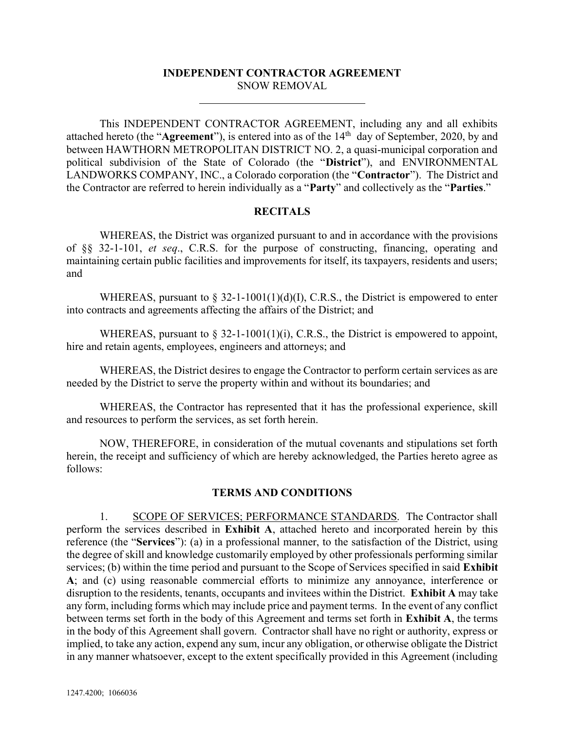# INDEPENDENT CONTRACTOR AGREEMENT

SNOW REMOVAL

---

This INDEPENDENT CONTRACTOR AGREEMENT, including any and all exhibits attached hereto (the "**Agreement**"), is entered into as of the 14th day of September, 2020, by and between HAWTHORN METROPOLITAN DISTRICT NO. 2, a quasi-municipal corporation and political subdivision of the State of Colorado (the "**District**"), and ENVIRONMENTAL LANDWORKS COMPANY, INC., a Colorado corporation (the "**Contractor**"). The District and the Contractor are referred to herein individually as a "**Party**" and collectively as the "**Parties**."

## RECITALS

WHEREAS, the District was organized pursuant to and in accordance with the provisions of §§ 32-1-101, *et seq*., C.R.S. for the purpose of constructing, financing, operating and maintaining certain public facilities and improvements for itself, its taxpayers, residents and users; and

WHEREAS, pursuant to § 32-1-1001(1)(d)(I), C.R.S., the District is empowered to enter into contracts and agreements affecting the affairs of the District; and

WHEREAS, pursuant to § 32-1-1001(1)(i), C.R.S., the District is empowered to appoint, hire and retain agents, employees, engineers and attorneys; and

WHEREAS, the District desires to engage the Contractor to perform certain services as are needed by the District to serve the property within and without its boundaries; and

WHEREAS, the Contractor has represented that it has the professional experience, skill and resources to perform the services, as set forth herein.

NOW, THEREFORE, in consideration of the mutual covenants and stipulations set forth herein, the receipt and sufficiency of which are hereby acknowledged, the Parties hereto agree as follows:

## TERMS AND CONDITIONS

1. <u>SCOPE OF SERVICES; PERFORMANCE STANDARDS</u>. The Contractor shall perform the services described in **Exhibit A**, attached hereto and incorporated herein by this reference (the "**Services**"): (a) in a professional manner, to the satisfaction of the District, using the degree of skill and knowledge customarily employed by other professionals performing similar services; (b) within the time period and pursuant to the Scope of Services specified in said **Exhibit A**; and (c) using reasonable commercial efforts to minimize any annoyance, interference or disruption to the residents, tenants, occupants and invitees within the District. **Exhibit A** may take any form, including forms which may include price and payment terms. In the event of any conflict between terms set forth in the body of this Agreement and terms set forth in **Exhibit A**, the terms in the body of this Agreement shall govern. Contractor shall have no right or authority, express or implied, to take any action, expend any sum, incur any obligation, or otherwise obligate the District in any manner whatsoever, except to the extent specifically provided in this Agreement (including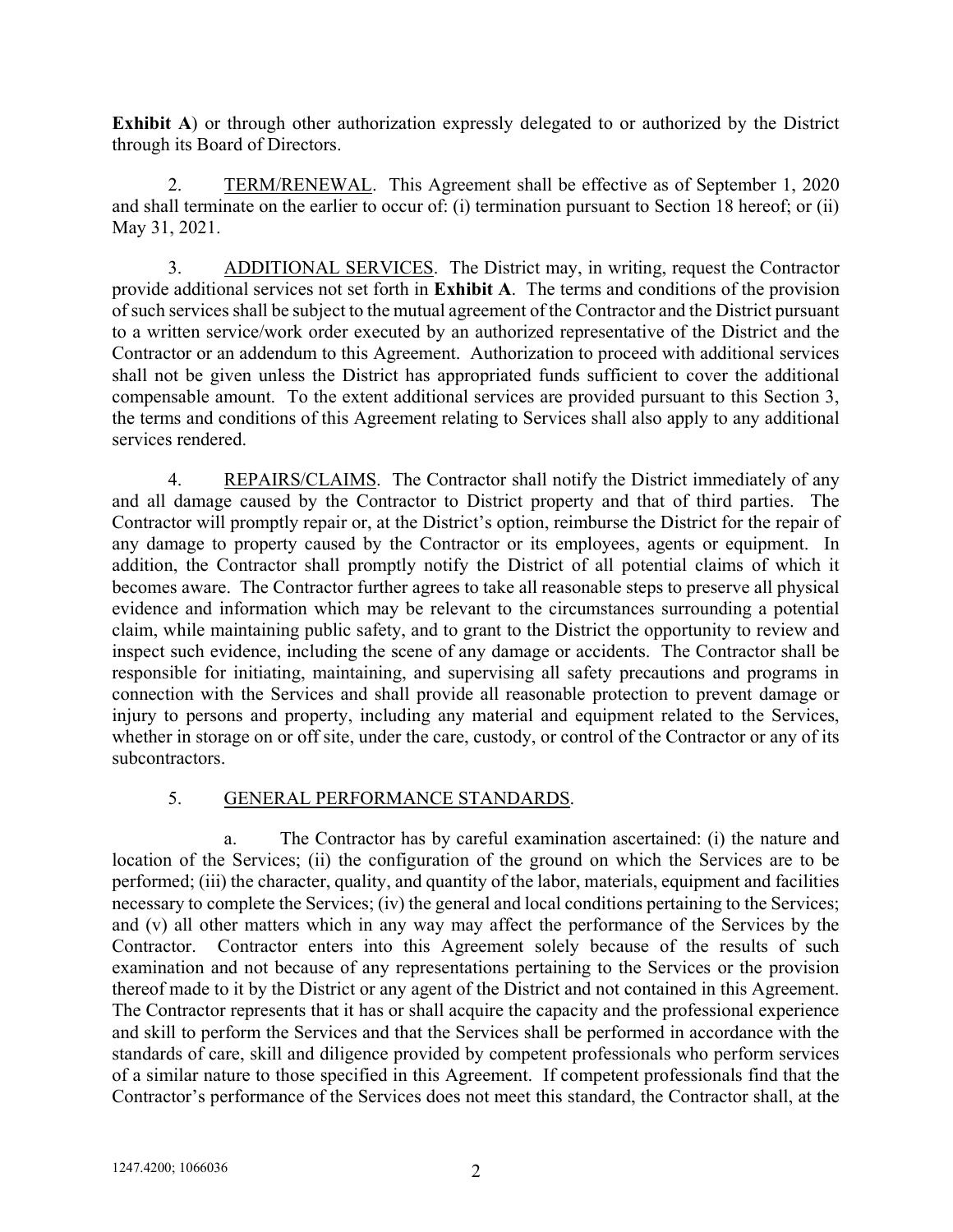**Exhibit A**) or through other authorization expressly delegated to or authorized by the District through its Board of Directors.

2. TERM/RENEWAL. This Agreement shall be effective as of September 1, 2020 and shall terminate on the earlier to occur of: (i) termination pursuant to Section 18 hereof; or (ii) May 31, 2021.

3. ADDITIONAL SERVICES. The District may, in writing, request the Contractor provide additional services not set forth in **Exhibit A**. The terms and conditions of the provision of such services shall be subject to the mutual agreement of the Contractor and the District pursuant to a written service/work order executed by an authorized representative of the District and the Contractor or an addendum to this Agreement. Authorization to proceed with additional services shall not be given unless the District has appropriated funds sufficient to cover the additional compensable amount. To the extent additional services are provided pursuant to this Section 3, the terms and conditions of this Agreement relating to Services shall also apply to any additional services rendered.

4. REPAIRS/CLAIMS. The Contractor shall notify the District immediately of any and all damage caused by the Contractor to District property and that of third parties. The Contractor will promptly repair or, at the District's option, reimburse the District for the repair of any damage to property caused by the Contractor or its employees, agents or equipment. In addition, the Contractor shall promptly notify the District of all potential claims of which it becomes aware. The Contractor further agrees to take all reasonable steps to preserve all physical evidence and information which may be relevant to the circumstances surrounding a potential claim, while maintaining public safety, and to grant to the District the opportunity to review and inspect such evidence, including the scene of any damage or accidents. The Contractor shall be responsible for initiating, maintaining, and supervising all safety precautions and programs in connection with the Services and shall provide all reasonable protection to prevent damage or injury to persons and property, including any material and equipment related to the Services, whether in storage on or off site, under the care, custody, or control of the Contractor or any of its subcontractors.

5. GENERAL PERFORMANCE STANDARDS.

a. The Contractor has by careful examination ascertained: (i) the nature and location of the Services; (ii) the configuration of the ground on which the Services are to be performed; (iii) the character, quality, and quantity of the labor, materials, equipment and facilities necessary to complete the Services; (iv) the general and local conditions pertaining to the Services; and (v) all other matters which in any way may affect the performance of the Services by the Contractor. Contractor enters into this Agreement solely because of the results of such examination and not because of any representations pertaining to the Services or the provision thereof made to it by the District or any agent of the District and not contained in this Agreement. The Contractor represents that it has or shall acquire the capacity and the professional experience and skill to perform the Services and that the Services shall be performed in accordance with the standards of care, skill and diligence provided by competent professionals who perform services of a similar nature to those specified in this Agreement. If competent professionals find that the Contractor's performance of the Services does not meet this standard, the Contractor shall, at the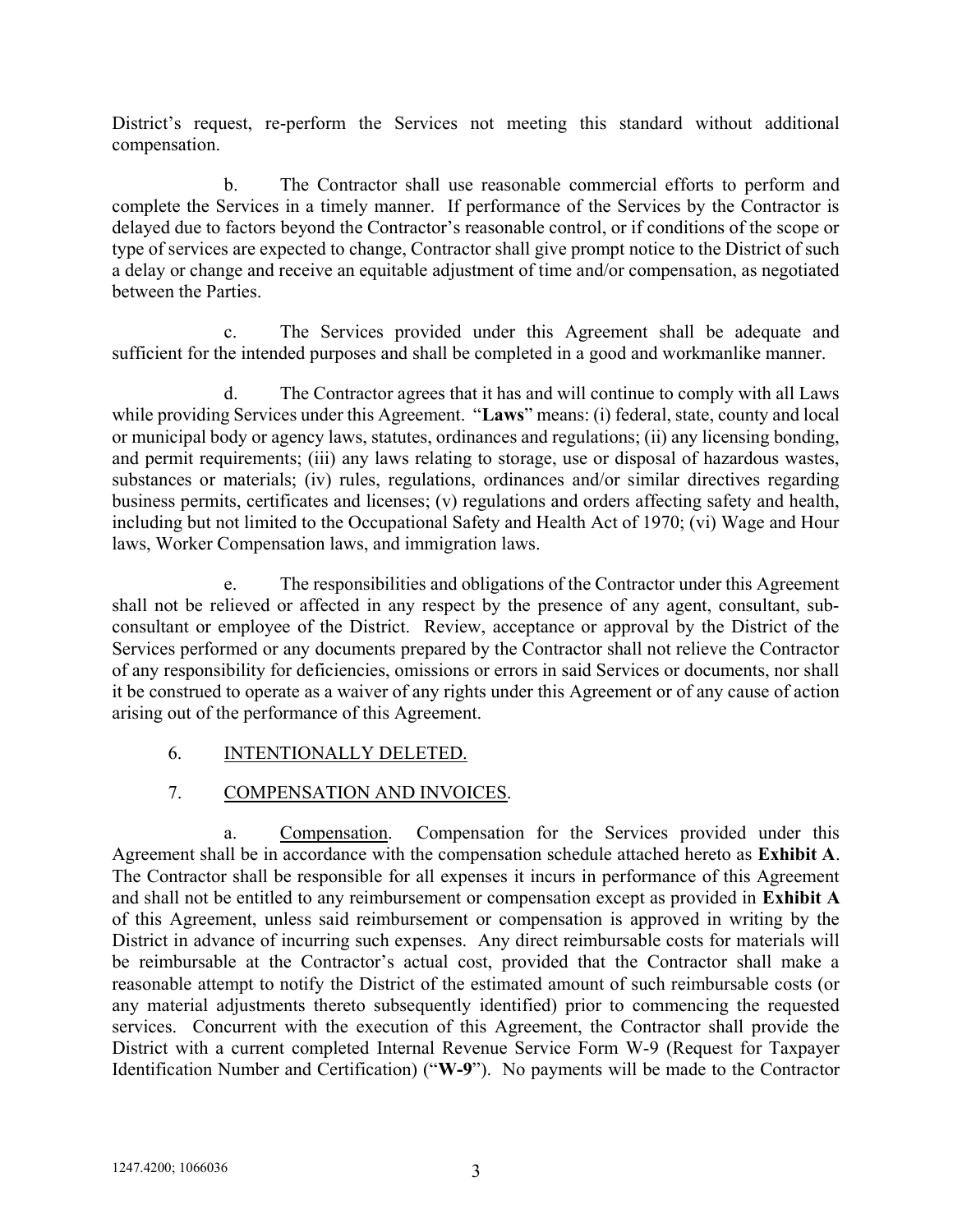District's request, re-perform the Services not meeting this standard without additional compensation.

b. The Contractor shall use reasonable commercial efforts to perform and complete the Services in a timely manner. If performance of the Services by the Contractor is delayed due to factors beyond the Contractor's reasonable control, or if conditions of the scope or type of services are expected to change, Contractor shall give prompt notice to the District of such a delay or change and receive an equitable adjustment of time and/or compensation, as negotiated between the Parties.

c. The Services provided under this Agreement shall be adequate and sufficient for the intended purposes and shall be completed in a good and workmanlike manner.

d. The Contractor agrees that it has and will continue to comply with all Laws while providing Services under this Agreement. "**Laws**" means: (i) federal, state, county and local or municipal body or agency laws, statutes, ordinances and regulations; (ii) any licensing bonding, and permit requirements; (iii) any laws relating to storage, use or disposal of hazardous wastes, substances or materials; (iv) rules, regulations, ordinances and/or similar directives regarding business permits, certificates and licenses; (v) regulations and orders affecting safety and health, including but not limited to the Occupational Safety and Health Act of 1970; (vi) Wage and Hour laws, Worker Compensation laws, and immigration laws.

e. The responsibilities and obligations of the Contractor under this Agreement shall not be relieved or affected in any respect by the presence of any agent, consultant, sub-consultant or employee of the District. Review, acceptance or approval by the District of the Services performed or any documents prepared by the Contractor shall not relieve the Contractor of any responsibility for deficiencies, omissions or errors in said Services or documents, nor shall it be construed to operate as a waiver of any rights under this Agreement or of any cause of action arising out of the performance of this Agreement.

6. INTENTIONALLY DELETED.

7. COMPENSATION AND INVOICES.

a. Compensation. Compensation for the Services provided under this Agreement shall be in accordance with the compensation schedule attached hereto as **Exhibit A**. The Contractor shall be responsible for all expenses it incurs in performance of this Agreement and shall not be entitled to any reimbursement or compensation except as provided in **Exhibit A** of this Agreement, unless said reimbursement or compensation is approved in writing by the District in advance of incurring such expenses. Any direct reimbursable costs for materials will be reimbursable at the Contractor's actual cost, provided that the Contractor shall make a reasonable attempt to notify the District of the estimated amount of such reimbursable costs (or any material adjustments thereto subsequently identified) prior to commencing the requested services. Concurrent with the execution of this Agreement, the Contractor shall provide the District with a current completed Internal Revenue Service Form W-9 (Request for Taxpayer Identification Number and Certification) ("**W-9**"). No payments will be made to the Contractor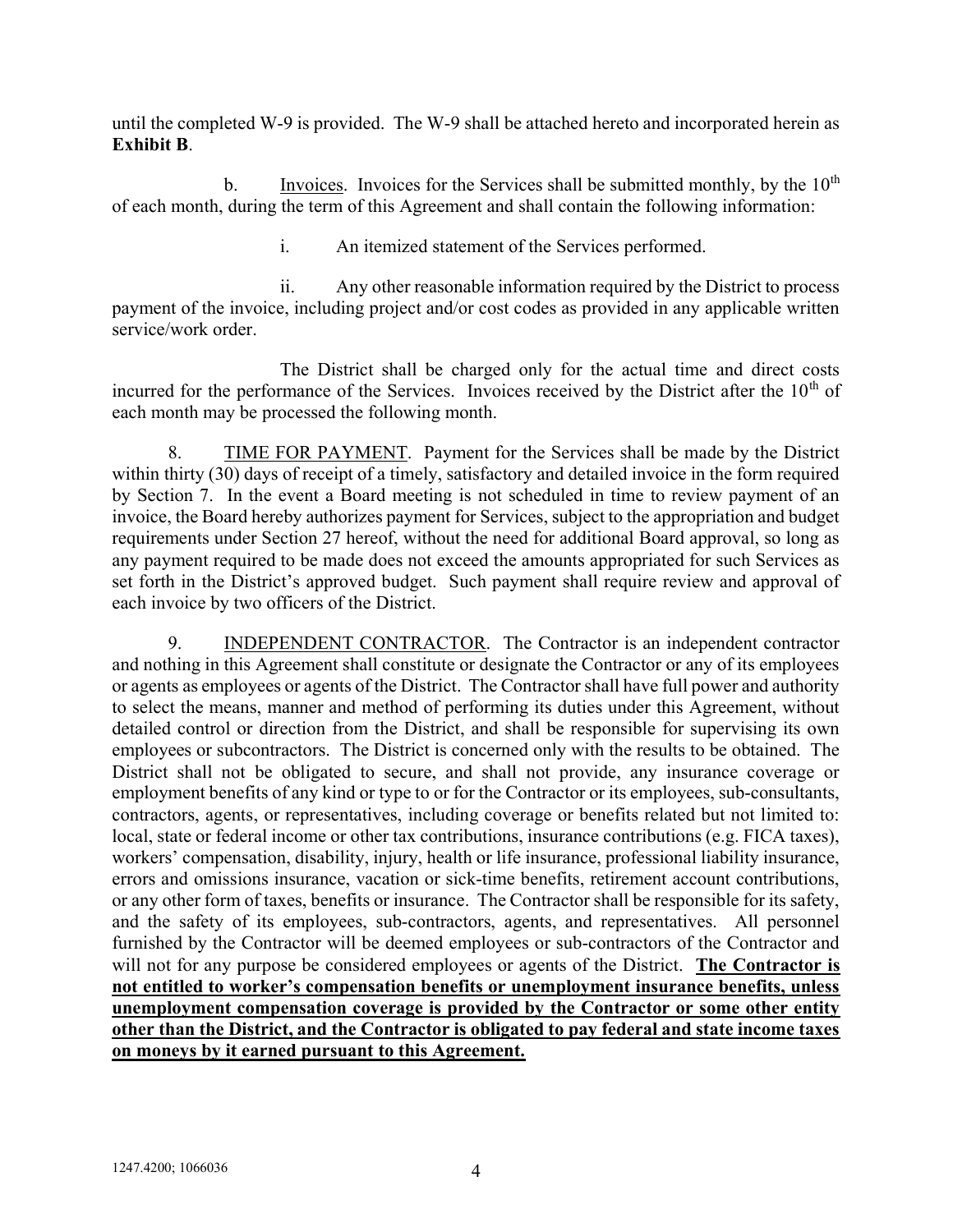until the completed W-9 is provided. The W-9 shall be attached hereto and incorporated herein as **Exhibit B**.

b. Invoices. Invoices for the Services shall be submitted monthly, by the 10th of each month, during the term of this Agreement and shall contain the following information:

i. An itemized statement of the Services performed.

ii. Any other reasonable information required by the District to process payment of the invoice, including project and/or cost codes as provided in any applicable written service/work order.

The District shall be charged only for the actual time and direct costs incurred for the performance of the Services. Invoices received by the District after the 10th of each month may be processed the following month.

8. TIME FOR PAYMENT. Payment for the Services shall be made by the District within thirty (30) days of receipt of a timely, satisfactory and detailed invoice in the form required by Section 7. In the event a Board meeting is not scheduled in time to review payment of an invoice, the Board hereby authorizes payment for Services, subject to the appropriation and budget requirements under Section 27 hereof, without the need for additional Board approval, so long as any payment required to be made does not exceed the amounts appropriated for such Services as set forth in the District's approved budget. Such payment shall require review and approval of each invoice by two officers of the District.

9. INDEPENDENT CONTRACTOR. The Contractor is an independent contractor and nothing in this Agreement shall constitute or designate the Contractor or any of its employees or agents as employees or agents of the District. The Contractor shall have full power and authority to select the means, manner and method of performing its duties under this Agreement, without detailed control or direction from the District, and shall be responsible for supervising its own employees or subcontractors. The District is concerned only with the results to be obtained. The District shall not be obligated to secure, and shall not provide, any insurance coverage or employment benefits of any kind or type to or for the Contractor or its employees, sub-consultants, contractors, agents, or representatives, including coverage or benefits related but not limited to: local, state or federal income or other tax contributions, insurance contributions (e.g. FICA taxes), workers' compensation, disability, injury, health or life insurance, professional liability insurance, errors and omissions insurance, vacation or sick-time benefits, retirement account contributions, or any other form of taxes, benefits or insurance. The Contractor shall be responsible for its safety, and the safety of its employees, sub-contractors, agents, and representatives. All personnel furnished by the Contractor will be deemed employees or sub-contractors of the Contractor and will not for any purpose be considered employees or agents of the District. **The Contractor is not entitled to worker's compensation benefits or unemployment insurance benefits, unless unemployment compensation coverage is provided by the Contractor or some other entity other than the District, and the Contractor is obligated to pay federal and state income taxes on moneys by it earned pursuant to this Agreement.**

1247.4200; 1066036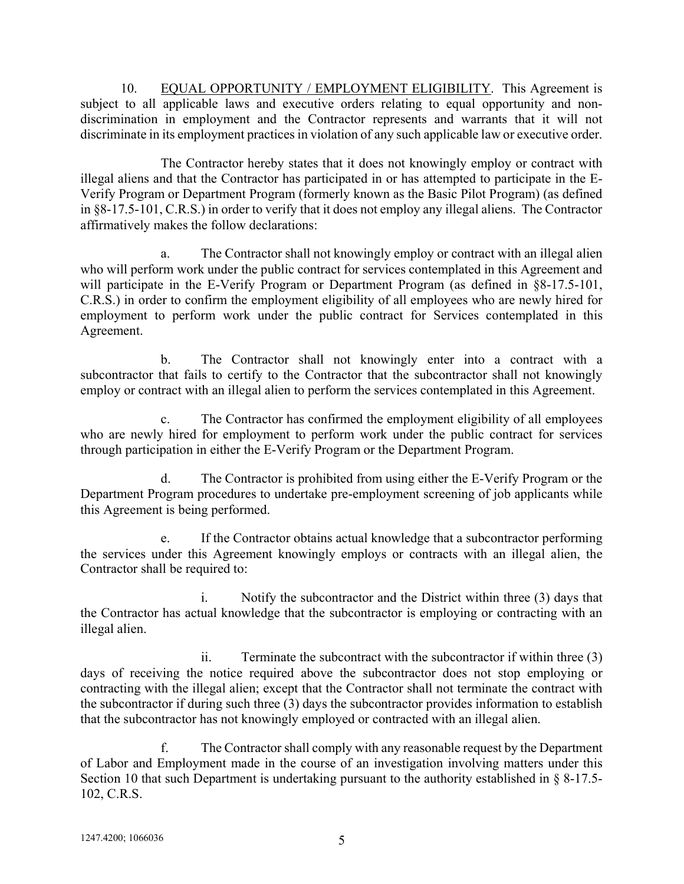10. <u>EQUAL OPPORTUNITY / EMPLOYMENT ELIGIBILITY</u>. This Agreement is subject to all applicable laws and executive orders relating to equal opportunity and non-discrimination in employment and the Contractor represents and warrants that it will not discriminate in its employment practices in violation of any such applicable law or executive order.

The Contractor hereby states that it does not knowingly employ or contract with illegal aliens and that the Contractor has participated in or has attempted to participate in the E-Verify Program or Department Program (formerly known as the Basic Pilot Program) (as defined in §8-17.5-101, C.R.S.) in order to verify that it does not employ any illegal aliens. The Contractor affirmatively makes the follow declarations:

a. The Contractor shall not knowingly employ or contract with an illegal alien who will perform work under the public contract for services contemplated in this Agreement and will participate in the E-Verify Program or Department Program (as defined in §8-17.5-101, C.R.S.) in order to confirm the employment eligibility of all employees who are newly hired for employment to perform work under the public contract for Services contemplated in this Agreement.

b. The Contractor shall not knowingly enter into a contract with a subcontractor that fails to certify to the Contractor that the subcontractor shall not knowingly employ or contract with an illegal alien to perform the services contemplated in this Agreement.

c. The Contractor has confirmed the employment eligibility of all employees who are newly hired for employment to perform work under the public contract for services through participation in either the E-Verify Program or the Department Program.

d. The Contractor is prohibited from using either the E-Verify Program or the Department Program procedures to undertake pre-employment screening of job applicants while this Agreement is being performed.

e. If the Contractor obtains actual knowledge that a subcontractor performing the services under this Agreement knowingly employs or contracts with an illegal alien, the Contractor shall be required to:

i. Notify the subcontractor and the District within three (3) days that the Contractor has actual knowledge that the subcontractor is employing or contracting with an illegal alien.

ii. Terminate the subcontract with the subcontractor if within three (3) days of receiving the notice required above the subcontractor does not stop employing or contracting with the illegal alien; except that the Contractor shall not terminate the contract with the subcontractor if during such three (3) days the subcontractor provides information to establish that the subcontractor has not knowingly employed or contracted with an illegal alien.

f. The Contractor shall comply with any reasonable request by the Department of Labor and Employment made in the course of an investigation involving matters under this Section 10 that such Department is undertaking pursuant to the authority established in § 8-17.5-102, C.R.S.

1247.4200; 1066036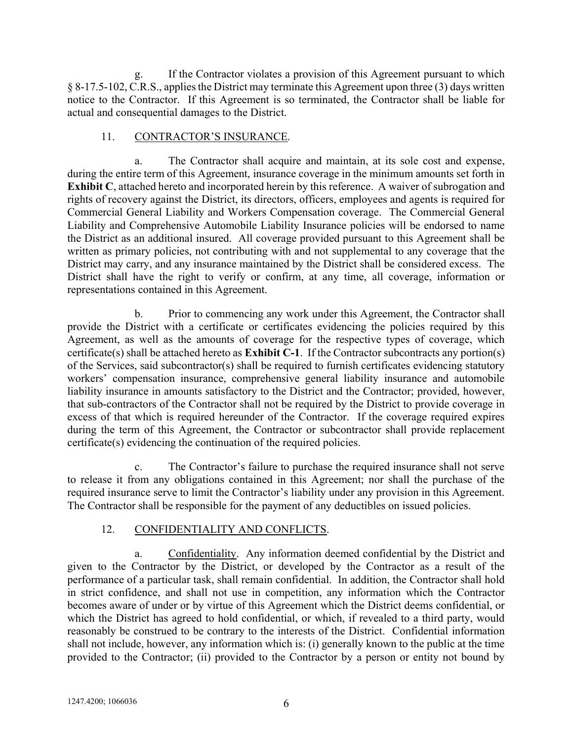g. If the Contractor violates a provision of this Agreement pursuant to which § 8-17.5-102, C.R.S., applies the District may terminate this Agreement upon three (3) days written notice to the Contractor. If this Agreement is so terminated, the Contractor shall be liable for actual and consequential damages to the District.

11. CONTRACTOR'S INSURANCE.

a. The Contractor shall acquire and maintain, at its sole cost and expense, during the entire term of this Agreement, insurance coverage in the minimum amounts set forth in **Exhibit C**, attached hereto and incorporated herein by this reference. A waiver of subrogation and rights of recovery against the District, its directors, officers, employees and agents is required for Commercial General Liability and Workers Compensation coverage. The Commercial General Liability and Comprehensive Automobile Liability Insurance policies will be endorsed to name the District as an additional insured. All coverage provided pursuant to this Agreement shall be written as primary policies, not contributing with and not supplemental to any coverage that the District may carry, and any insurance maintained by the District shall be considered excess. The District shall have the right to verify or confirm, at any time, all coverage, information or representations contained in this Agreement.

b. Prior to commencing any work under this Agreement, the Contractor shall provide the District with a certificate or certificates evidencing the policies required by this Agreement, as well as the amounts of coverage for the respective types of coverage, which certificate(s) shall be attached hereto as **Exhibit C-1**. If the Contractor subcontracts any portion(s) of the Services, said subcontractor(s) shall be required to furnish certificates evidencing statutory workers' compensation insurance, comprehensive general liability insurance and automobile liability insurance in amounts satisfactory to the District and the Contractor; provided, however, that sub-contractors of the Contractor shall not be required by the District to provide coverage in excess of that which is required hereunder of the Contractor. If the coverage required expires during the term of this Agreement, the Contractor or subcontractor shall provide replacement certificate(s) evidencing the continuation of the required policies.

c. The Contractor's failure to purchase the required insurance shall not serve to release it from any obligations contained in this Agreement; nor shall the purchase of the required insurance serve to limit the Contractor's liability under any provision in this Agreement. The Contractor shall be responsible for the payment of any deductibles on issued policies.

12. CONFIDENTIALITY AND CONFLICTS.

a. Confidentiality. Any information deemed confidential by the District and given to the Contractor by the District, or developed by the Contractor as a result of the performance of a particular task, shall remain confidential. In addition, the Contractor shall hold in strict confidence, and shall not use in competition, any information which the Contractor becomes aware of under or by virtue of this Agreement which the District deems confidential, or which the District has agreed to hold confidential, or which, if revealed to a third party, would reasonably be construed to be contrary to the interests of the District. Confidential information shall not include, however, any information which is: (i) generally known to the public at the time provided to the Contractor; (ii) provided to the Contractor by a person or entity not bound by

1247.4200; 1066036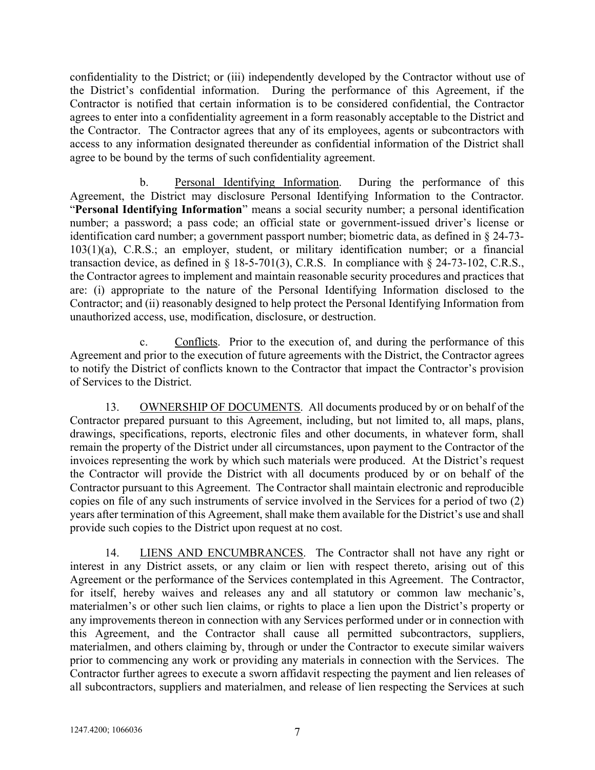confidentiality to the District; or (iii) independently developed by the Contractor without use of the District's confidential information. During the performance of this Agreement, if the Contractor is notified that certain information is to be considered confidential, the Contractor agrees to enter into a confidentiality agreement in a form reasonably acceptable to the District and the Contractor. The Contractor agrees that any of its employees, agents or subcontractors with access to any information designated thereunder as confidential information of the District shall agree to be bound by the terms of such confidentiality agreement.

b. Personal Identifying Information. During the performance of this Agreement, the District may disclosure Personal Identifying Information to the Contractor. "**Personal Identifying Information**" means a social security number; a personal identification number; a password; a pass code; an official state or government-issued driver's license or identification card number; a government passport number; biometric data, as defined in § 24-73-103(1)(a), C.R.S.; an employer, student, or military identification number; or a financial transaction device, as defined in § 18-5-701(3), C.R.S. In compliance with § 24-73-102, C.R.S., the Contractor agrees to implement and maintain reasonable security procedures and practices that are: (i) appropriate to the nature of the Personal Identifying Information disclosed to the Contractor; and (ii) reasonably designed to help protect the Personal Identifying Information from unauthorized access, use, modification, disclosure, or destruction.

c. Conflicts. Prior to the execution of, and during the performance of this Agreement and prior to the execution of future agreements with the District, the Contractor agrees to notify the District of conflicts known to the Contractor that impact the Contractor's provision of Services to the District.

13. OWNERSHIP OF DOCUMENTS. All documents produced by or on behalf of the Contractor prepared pursuant to this Agreement, including, but not limited to, all maps, plans, drawings, specifications, reports, electronic files and other documents, in whatever form, shall remain the property of the District under all circumstances, upon payment to the Contractor of the invoices representing the work by which such materials were produced. At the District's request the Contractor will provide the District with all documents produced by or on behalf of the Contractor pursuant to this Agreement. The Contractor shall maintain electronic and reproducible copies on file of any such instruments of service involved in the Services for a period of two (2) years after termination of this Agreement, shall make them available for the District's use and shall provide such copies to the District upon request at no cost.

14. LIENS AND ENCUMBRANCES. The Contractor shall not have any right or interest in any District assets, or any claim or lien with respect thereto, arising out of this Agreement or the performance of the Services contemplated in this Agreement. The Contractor, for itself, hereby waives and releases any and all statutory or common law mechanic's, materialmen's or other such lien claims, or rights to place a lien upon the District's property or any improvements thereon in connection with any Services performed under or in connection with this Agreement, and the Contractor shall cause all permitted subcontractors, suppliers, materialmen, and others claiming by, through or under the Contractor to execute similar waivers prior to commencing any work or providing any materials in connection with the Services. The Contractor further agrees to execute a sworn affidavit respecting the payment and lien releases of all subcontractors, suppliers and materialmen, and release of lien respecting the Services at such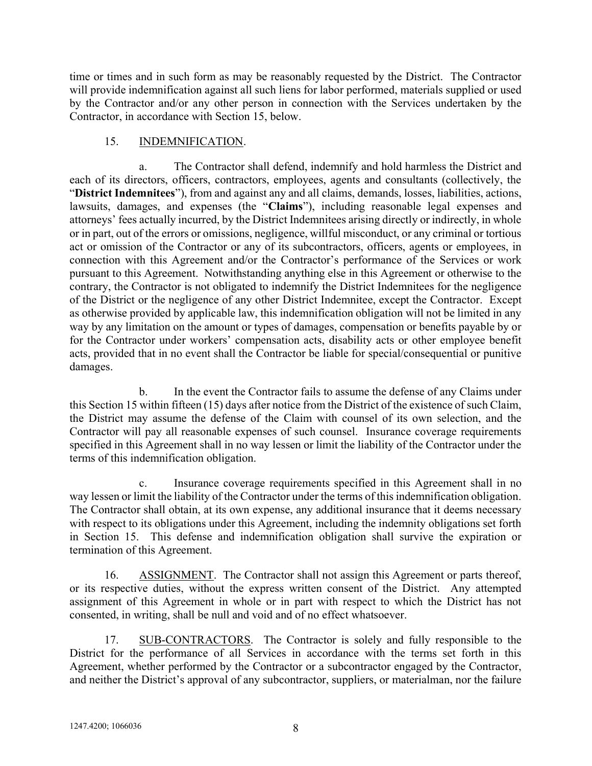time or times and in such form as may be reasonably requested by the District. The Contractor will provide indemnification against all such liens for labor performed, materials supplied or used by the Contractor and/or any other person in connection with the Services undertaken by the Contractor, in accordance with Section 15, below.

15. INDEMNIFICATION.

a. The Contractor shall defend, indemnify and hold harmless the District and each of its directors, officers, contractors, employees, agents and consultants (collectively, the "**District Indemnitees**"), from and against any and all claims, demands, losses, liabilities, actions, lawsuits, damages, and expenses (the "**Claims**"), including reasonable legal expenses and attorneys' fees actually incurred, by the District Indemnitees arising directly or indirectly, in whole or in part, out of the errors or omissions, negligence, willful misconduct, or any criminal or tortious act or omission of the Contractor or any of its subcontractors, officers, agents or employees, in connection with this Agreement and/or the Contractor's performance of the Services or work pursuant to this Agreement. Notwithstanding anything else in this Agreement or otherwise to the contrary, the Contractor is not obligated to indemnify the District Indemnitees for the negligence of the District or the negligence of any other District Indemnitee, except the Contractor. Except as otherwise provided by applicable law, this indemnification obligation will not be limited in any way by any limitation on the amount or types of damages, compensation or benefits payable by or for the Contractor under workers' compensation acts, disability acts or other employee benefit acts, provided that in no event shall the Contractor be liable for special/consequential or punitive damages.

b. In the event the Contractor fails to assume the defense of any Claims under this Section 15 within fifteen (15) days after notice from the District of the existence of such Claim, the District may assume the defense of the Claim with counsel of its own selection, and the Contractor will pay all reasonable expenses of such counsel. Insurance coverage requirements specified in this Agreement shall in no way lessen or limit the liability of the Contractor under the terms of this indemnification obligation.

c. Insurance coverage requirements specified in this Agreement shall in no way lessen or limit the liability of the Contractor under the terms of this indemnification obligation. The Contractor shall obtain, at its own expense, any additional insurance that it deems necessary with respect to its obligations under this Agreement, including the indemnity obligations set forth in Section 15. This defense and indemnification obligation shall survive the expiration or termination of this Agreement.

16. ASSIGNMENT. The Contractor shall not assign this Agreement or parts thereof, or its respective duties, without the express written consent of the District. Any attempted assignment of this Agreement in whole or in part with respect to which the District has not consented, in writing, shall be null and void and of no effect whatsoever.

17. SUB-CONTRACTORS. The Contractor is solely and fully responsible to the District for the performance of all Services in accordance with the terms set forth in this Agreement, whether performed by the Contractor or a subcontractor engaged by the Contractor, and neither the District's approval of any subcontractor, suppliers, or materialman, nor the failure

1247.4200; 1066036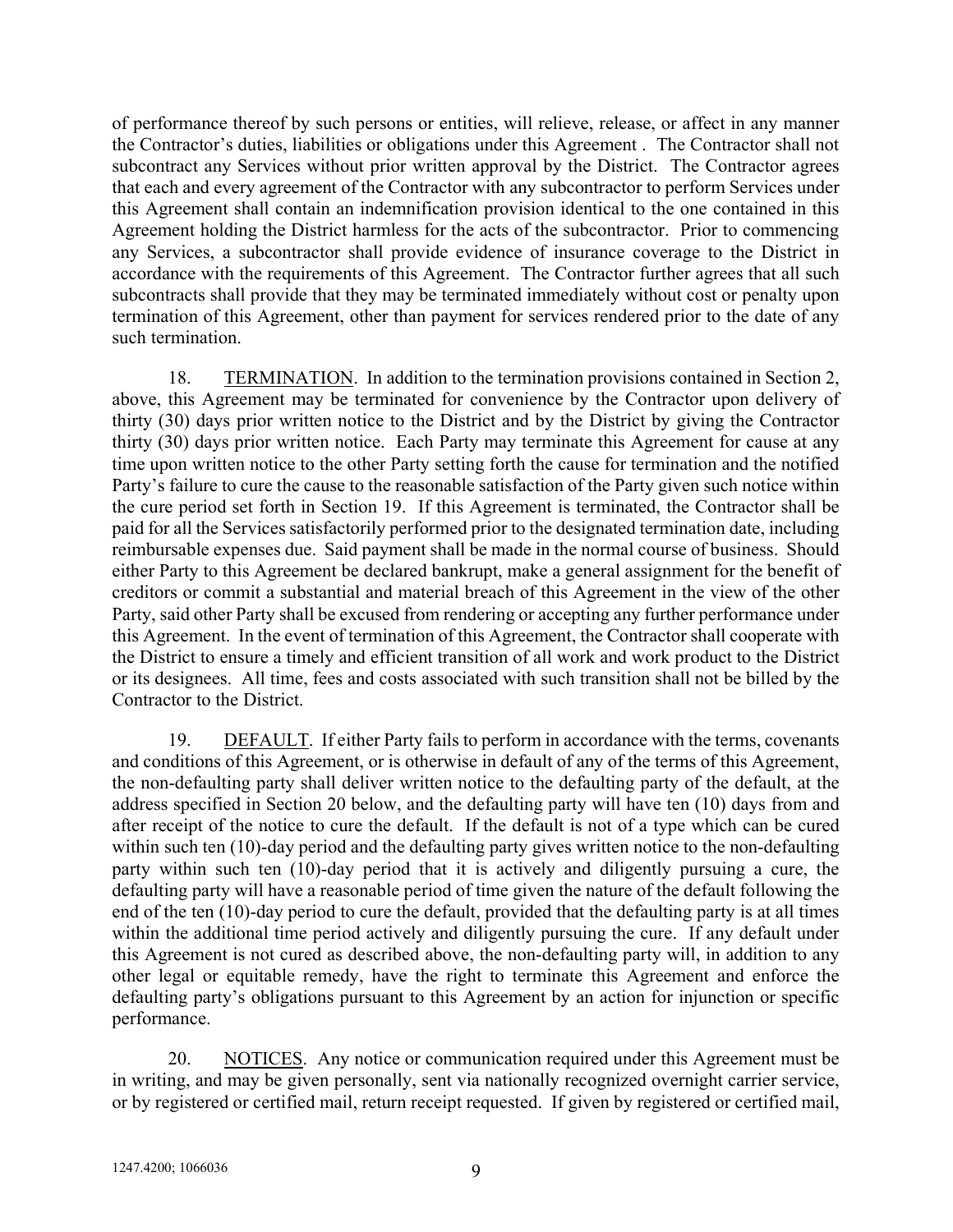of performance thereof by such persons or entities, will relieve, release, or affect in any manner the Contractor's duties, liabilities or obligations under this Agreement . The Contractor shall not subcontract any Services without prior written approval by the District. The Contractor agrees that each and every agreement of the Contractor with any subcontractor to perform Services under this Agreement shall contain an indemnification provision identical to the one contained in this Agreement holding the District harmless for the acts of the subcontractor. Prior to commencing any Services, a subcontractor shall provide evidence of insurance coverage to the District in accordance with the requirements of this Agreement. The Contractor further agrees that all such subcontracts shall provide that they may be terminated immediately without cost or penalty upon termination of this Agreement, other than payment for services rendered prior to the date of any such termination.

18. TERMINATION. In addition to the termination provisions contained in Section 2, above, this Agreement may be terminated for convenience by the Contractor upon delivery of thirty (30) days prior written notice to the District and by the District by giving the Contractor thirty (30) days prior written notice. Each Party may terminate this Agreement for cause at any time upon written notice to the other Party setting forth the cause for termination and the notified Party's failure to cure the cause to the reasonable satisfaction of the Party given such notice within the cure period set forth in Section 19. If this Agreement is terminated, the Contractor shall be paid for all the Services satisfactorily performed prior to the designated termination date, including reimbursable expenses due. Said payment shall be made in the normal course of business. Should either Party to this Agreement be declared bankrupt, make a general assignment for the benefit of creditors or commit a substantial and material breach of this Agreement in the view of the other Party, said other Party shall be excused from rendering or accepting any further performance under this Agreement. In the event of termination of this Agreement, the Contractor shall cooperate with the District to ensure a timely and efficient transition of all work and work product to the District or its designees. All time, fees and costs associated with such transition shall not be billed by the Contractor to the District.

19. DEFAULT. If either Party fails to perform in accordance with the terms, covenants and conditions of this Agreement, or is otherwise in default of any of the terms of this Agreement, the non-defaulting party shall deliver written notice to the defaulting party of the default, at the address specified in Section 20 below, and the defaulting party will have ten (10) days from and after receipt of the notice to cure the default. If the default is not of a type which can be cured within such ten (10)-day period and the defaulting party gives written notice to the non-defaulting party within such ten (10)-day period that it is actively and diligently pursuing a cure, the defaulting party will have a reasonable period of time given the nature of the default following the end of the ten (10)-day period to cure the default, provided that the defaulting party is at all times within the additional time period actively and diligently pursuing the cure. If any default under this Agreement is not cured as described above, the non-defaulting party will, in addition to any other legal or equitable remedy, have the right to terminate this Agreement and enforce the defaulting party's obligations pursuant to this Agreement by an action for injunction or specific performance.

20. NOTICES. Any notice or communication required under this Agreement must be in writing, and may be given personally, sent via nationally recognized overnight carrier service, or by registered or certified mail, return receipt requested. If given by registered or certified mail,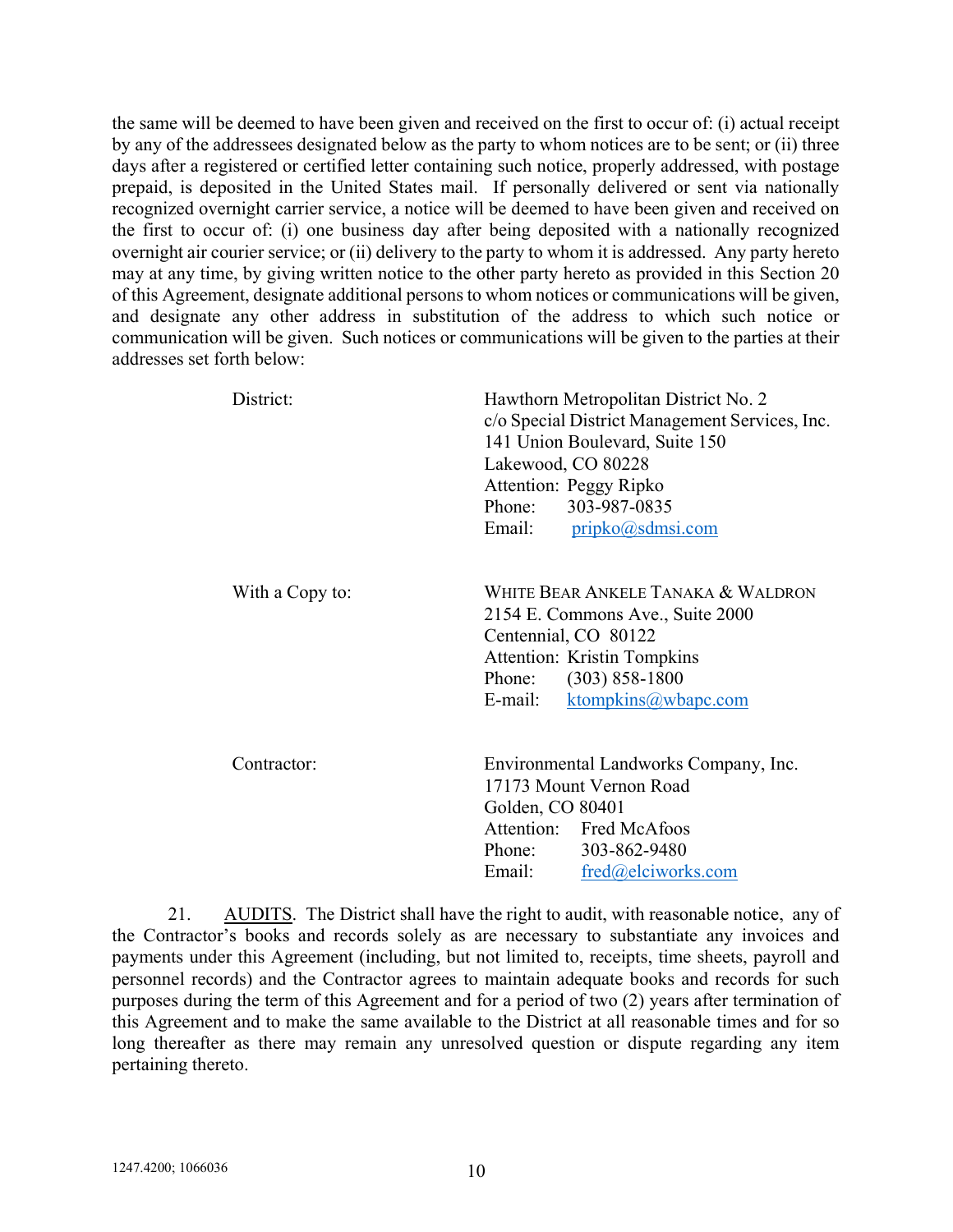the same will be deemed to have been given and received on the first to occur of: (i) actual receipt by any of the addressees designated below as the party to whom notices are to be sent; or (ii) three days after a registered or certified letter containing such notice, properly addressed, with postage prepaid, is deposited in the United States mail. If personally delivered or sent via nationally recognized overnight carrier service, a notice will be deemed to have been given and received on the first to occur of: (i) one business day after being deposited with a nationally recognized overnight air courier service; or (ii) delivery to the party to whom it is addressed. Any party hereto may at any time, by giving written notice to the other party hereto as provided in this Section 20 of this Agreement, designate additional persons to whom notices or communications will be given, and designate any other address in substitution of the address to which such notice or communication will be given. Such notices or communications will be given to the parties at their addresses set forth below:

District:

Hawthorn Metropolitan District No. 2
c/o Special District Management Services, Inc.
141 Union Boulevard, Suite 150
Lakewood, CO 80228
Attention: Peggy Ripko
Phone: 303-987-0835
Email: pripko@sdmsi.com

With a Copy to:

WHITE BEAR ANKELE TANAKA & WALDRON
2154 E. Commons Ave., Suite 2000
Centennial, CO 80122
Attention: Kristin Tompkins
Phone: (303) 858-1800
E-mail: ktompkins@wbapc.com

Contractor:

Environmental Landworks Company, Inc.
17173 Mount Vernon Road
Golden, CO 80401
Attention: Fred McAfoos
Phone: 303-862-9480
Email: fred@elciworks.com

21. AUDITS. The District shall have the right to audit, with reasonable notice, any of the Contractor's books and records solely as are necessary to substantiate any invoices and payments under this Agreement (including, but not limited to, receipts, time sheets, payroll and personnel records) and the Contractor agrees to maintain adequate books and records for such purposes during the term of this Agreement and for a period of two (2) years after termination of this Agreement and to make the same available to the District at all reasonable times and for so long thereafter as there may remain any unresolved question or dispute regarding any item pertaining thereto.

1247.4200; 1066036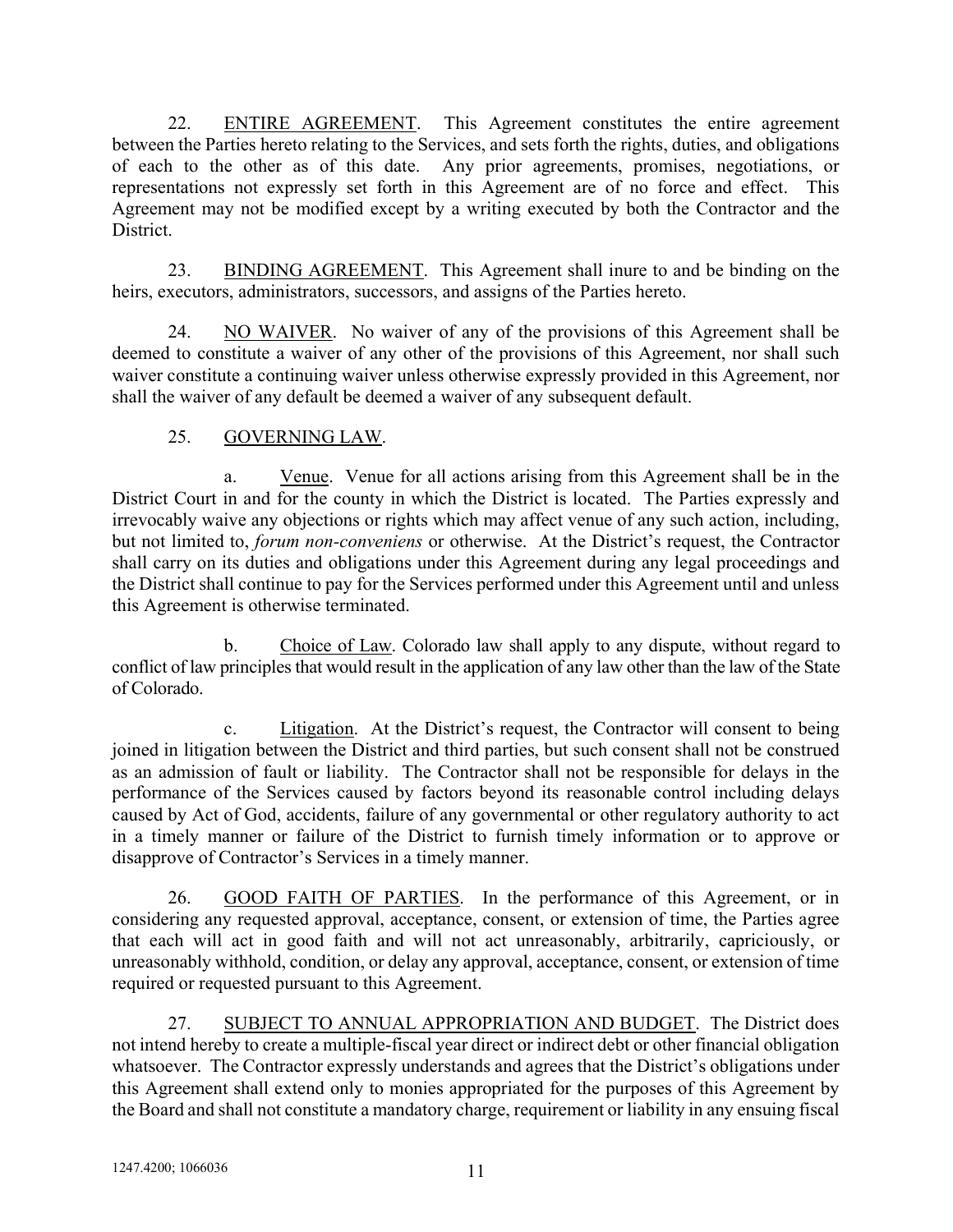22. <u>ENTIRE AGREEMENT</u>. This Agreement constitutes the entire agreement between the Parties hereto relating to the Services, and sets forth the rights, duties, and obligations of each to the other as of this date. Any prior agreements, promises, negotiations, or representations not expressly set forth in this Agreement are of no force and effect. This Agreement may not be modified except by a writing executed by both the Contractor and the District.

23. <u>BINDING AGREEMENT</u>. This Agreement shall inure to and be binding on the heirs, executors, administrators, successors, and assigns of the Parties hereto.

24. <u>NO WAIVER</u>. No waiver of any of the provisions of this Agreement shall be deemed to constitute a waiver of any other of the provisions of this Agreement, nor shall such waiver constitute a continuing waiver unless otherwise expressly provided in this Agreement, nor shall the waiver of any default be deemed a waiver of any subsequent default.

25. <u>GOVERNING LAW</u>.

a. <u>Venue</u>. Venue for all actions arising from this Agreement shall be in the District Court in and for the county in which the District is located. The Parties expressly and irrevocably waive any objections or rights which may affect venue of any such action, including, but not limited to, *forum non-conveniens* or otherwise. At the District's request, the Contractor shall carry on its duties and obligations under this Agreement during any legal proceedings and the District shall continue to pay for the Services performed under this Agreement until and unless this Agreement is otherwise terminated.

b. <u>Choice of Law</u>. Colorado law shall apply to any dispute, without regard to conflict of law principles that would result in the application of any law other than the law of the State of Colorado.

c. <u>Litigation</u>. At the District's request, the Contractor will consent to being joined in litigation between the District and third parties, but such consent shall not be construed as an admission of fault or liability. The Contractor shall not be responsible for delays in the performance of the Services caused by factors beyond its reasonable control including delays caused by Act of God, accidents, failure of any governmental or other regulatory authority to act in a timely manner or failure of the District to furnish timely information or to approve or disapprove of Contractor's Services in a timely manner.

26. <u>GOOD FAITH OF PARTIES</u>. In the performance of this Agreement, or in considering any requested approval, acceptance, consent, or extension of time, the Parties agree that each will act in good faith and will not act unreasonably, arbitrarily, capriciously, or unreasonably withhold, condition, or delay any approval, acceptance, consent, or extension of time required or requested pursuant to this Agreement.

27. <u>SUBJECT TO ANNUAL APPROPRIATION AND BUDGET</u>. The District does not intend hereby to create a multiple-fiscal year direct or indirect debt or other financial obligation whatsoever. The Contractor expressly understands and agrees that the District's obligations under this Agreement shall extend only to monies appropriated for the purposes of this Agreement by the Board and shall not constitute a mandatory charge, requirement or liability in any ensuing fiscal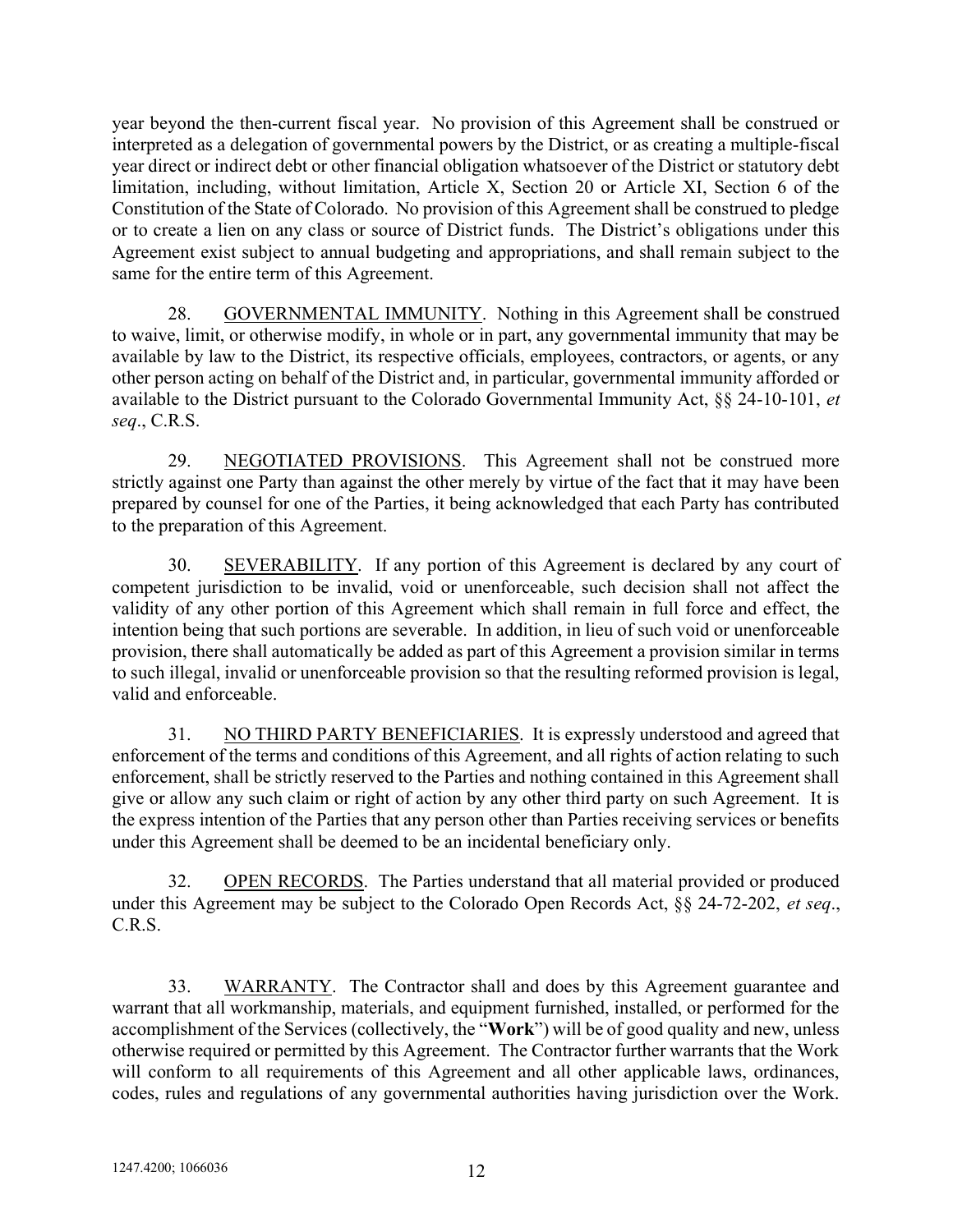year beyond the then-current fiscal year. No provision of this Agreement shall be construed or interpreted as a delegation of governmental powers by the District, or as creating a multiple-fiscal year direct or indirect debt or other financial obligation whatsoever of the District or statutory debt limitation, including, without limitation, Article X, Section 20 or Article XI, Section 6 of the Constitution of the State of Colorado. No provision of this Agreement shall be construed to pledge or to create a lien on any class or source of District funds. The District's obligations under this Agreement exist subject to annual budgeting and appropriations, and shall remain subject to the same for the entire term of this Agreement.

28. GOVERNMENTAL IMMUNITY. Nothing in this Agreement shall be construed to waive, limit, or otherwise modify, in whole or in part, any governmental immunity that may be available by law to the District, its respective officials, employees, contractors, or agents, or any other person acting on behalf of the District and, in particular, governmental immunity afforded or available to the District pursuant to the Colorado Governmental Immunity Act, §§ 24-10-101, *et seq*., C.R.S.

29. NEGOTIATED PROVISIONS. This Agreement shall not be construed more strictly against one Party than against the other merely by virtue of the fact that it may have been prepared by counsel for one of the Parties, it being acknowledged that each Party has contributed to the preparation of this Agreement.

30. SEVERABILITY. If any portion of this Agreement is declared by any court of competent jurisdiction to be invalid, void or unenforceable, such decision shall not affect the validity of any other portion of this Agreement which shall remain in full force and effect, the intention being that such portions are severable. In addition, in lieu of such void or unenforceable provision, there shall automatically be added as part of this Agreement a provision similar in terms to such illegal, invalid or unenforceable provision so that the resulting reformed provision is legal, valid and enforceable.

31. NO THIRD PARTY BENEFICIARIES. It is expressly understood and agreed that enforcement of the terms and conditions of this Agreement, and all rights of action relating to such enforcement, shall be strictly reserved to the Parties and nothing contained in this Agreement shall give or allow any such claim or right of action by any other third party on such Agreement. It is the express intention of the Parties that any person other than Parties receiving services or benefits under this Agreement shall be deemed to be an incidental beneficiary only.

32. OPEN RECORDS. The Parties understand that all material provided or produced under this Agreement may be subject to the Colorado Open Records Act, §§ 24-72-202, *et seq*., C.R.S.

33. WARRANTY. The Contractor shall and does by this Agreement guarantee and warrant that all workmanship, materials, and equipment furnished, installed, or performed for the accomplishment of the Services (collectively, the "**Work**") will be of good quality and new, unless otherwise required or permitted by this Agreement. The Contractor further warrants that the Work will conform to all requirements of this Agreement and all other applicable laws, ordinances, codes, rules and regulations of any governmental authorities having jurisdiction over the Work.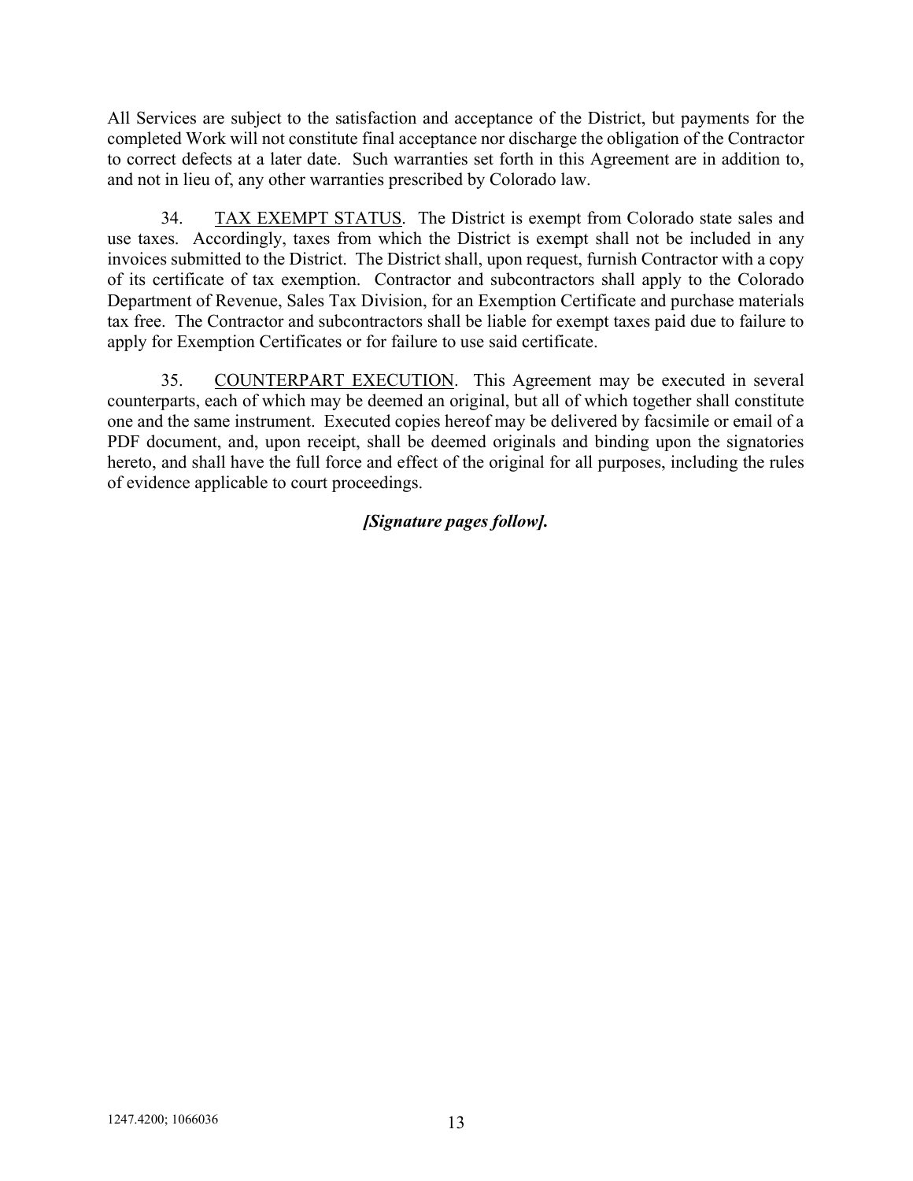All Services are subject to the satisfaction and acceptance of the District, but payments for the completed Work will not constitute final acceptance nor discharge the obligation of the Contractor to correct defects at a later date. Such warranties set forth in this Agreement are in addition to, and not in lieu of, any other warranties prescribed by Colorado law.

34. TAX EXEMPT STATUS. The District is exempt from Colorado state sales and use taxes. Accordingly, taxes from which the District is exempt shall not be included in any invoices submitted to the District. The District shall, upon request, furnish Contractor with a copy of its certificate of tax exemption. Contractor and subcontractors shall apply to the Colorado Department of Revenue, Sales Tax Division, for an Exemption Certificate and purchase materials tax free. The Contractor and subcontractors shall be liable for exempt taxes paid due to failure to apply for Exemption Certificates or for failure to use said certificate.

35. COUNTERPART EXECUTION. This Agreement may be executed in several counterparts, each of which may be deemed an original, but all of which together shall constitute one and the same instrument. Executed copies hereof may be delivered by facsimile or email of a PDF document, and, upon receipt, shall be deemed originals and binding upon the signatories hereto, and shall have the full force and effect of the original for all purposes, including the rules of evidence applicable to court proceedings.

***[Signature pages follow].***

1247.4200; 1066036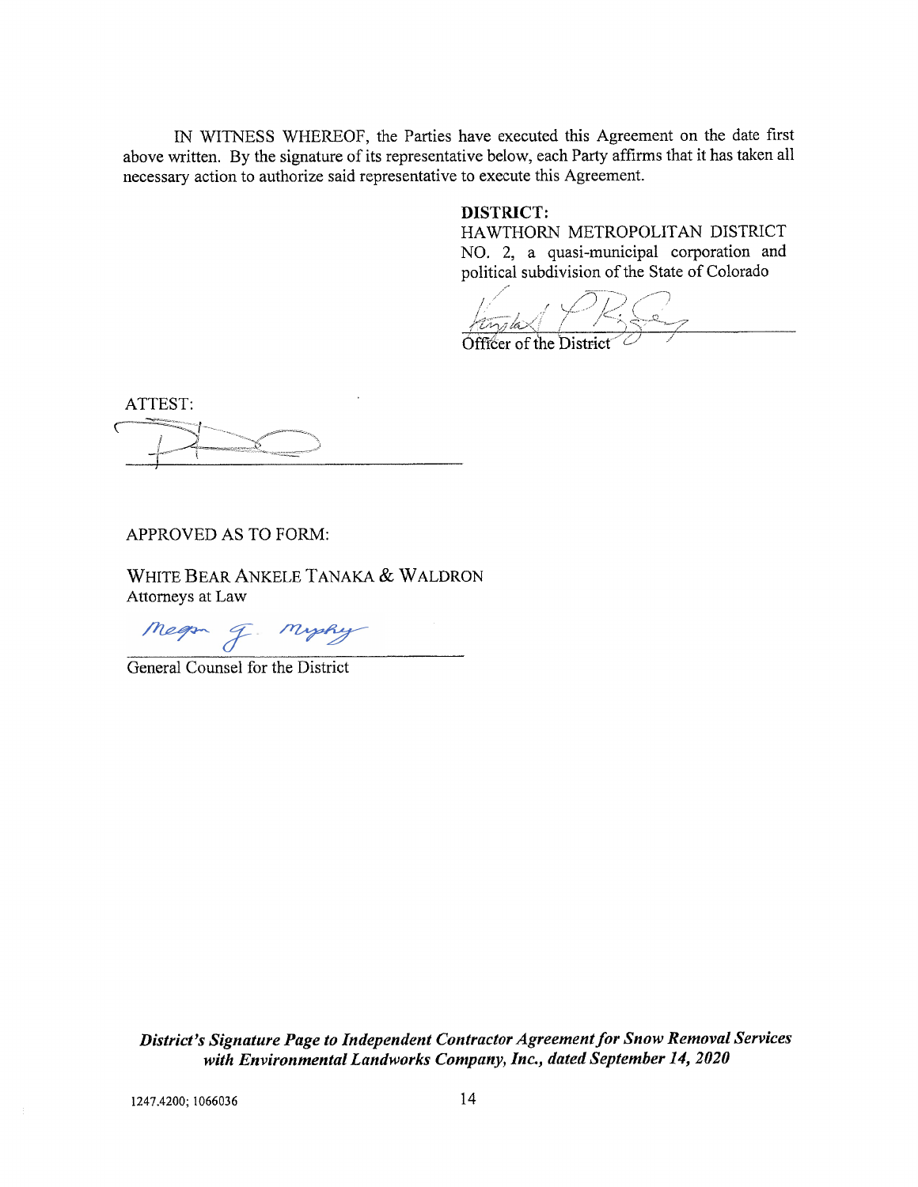IN WITNESS WHEREOF, the Parties have executed this Agreement on the date first above written. By the signature of its representative below, each Party affirms that it has taken all necessary action to authorize said representative to execute this Agreement.

**DISTRICT:**
HAWTHORN METROPOLITAN DISTRICT NO. 2, a quasi-municipal corporation and political subdivision of the State of Colorado

\_\_\_\_\_\_\_\_\_\_\_\_\_\_\_\_\_\_\_\_\_\_\_\_\_\_\_\_\_\_\_\_
Officer of the District

ATTEST:

\_\_\_\_\_\_\_\_\_\_\_\_\_\_\_\_\_\_\_\_\_\_\_\_\_\_\_\_\_\_\_\_

APPROVED AS TO FORM:

WHITE BEAR ANKELE TANAKA & WALDRON
Attorneys at Law

\_\_\_\_\_\_\_\_\_\_\_\_\_\_\_\_\_\_\_\_\_\_\_\_\_\_\_\_\_\_\_\_
General Counsel for the District

***District's Signature Page to Independent Contractor Agreement for Snow Removal Services with Environmental Landworks Company, Inc., dated September 14, 2020***

1247.4200; 1066036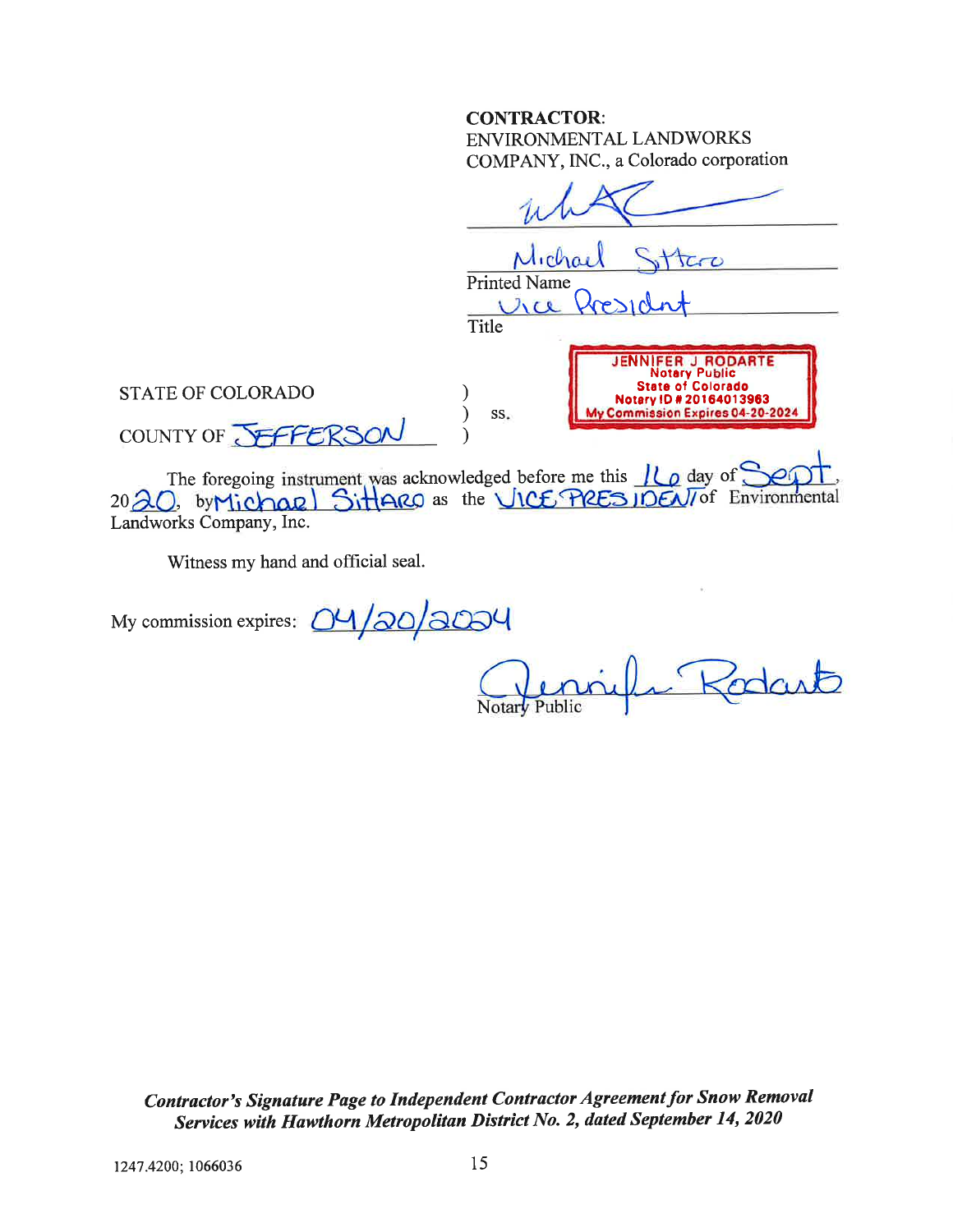**CONTRACTOR**:
ENVIRONMENTAL LANDWORKS COMPANY, INC., a Colorado corporation

[signature]

Michael Sittaro
Printed Name

Vice President
Title

JENNIFER J RODARTE
Notary Public
State of Colorado
Notary ID # 20164013963
My Commission Expires 04-20-2024

STATE OF COLORADO )
) ss.
COUNTY OF JEFFERSON )

The foregoing instrument was acknowledged before me this 16 day of Sept, 2020, by Michael Sittaro as the Vice President of Environmental Landworks Company, Inc.

Witness my hand and official seal.

My commission expires: 04/20/2024

Jennifer Rodarte
Notary Public

***Contractor's Signature Page to Independent Contractor Agreement for Snow Removal Services with Hawthorn Metropolitan District No. 2, dated September 14, 2020***

1247.4200; 1066036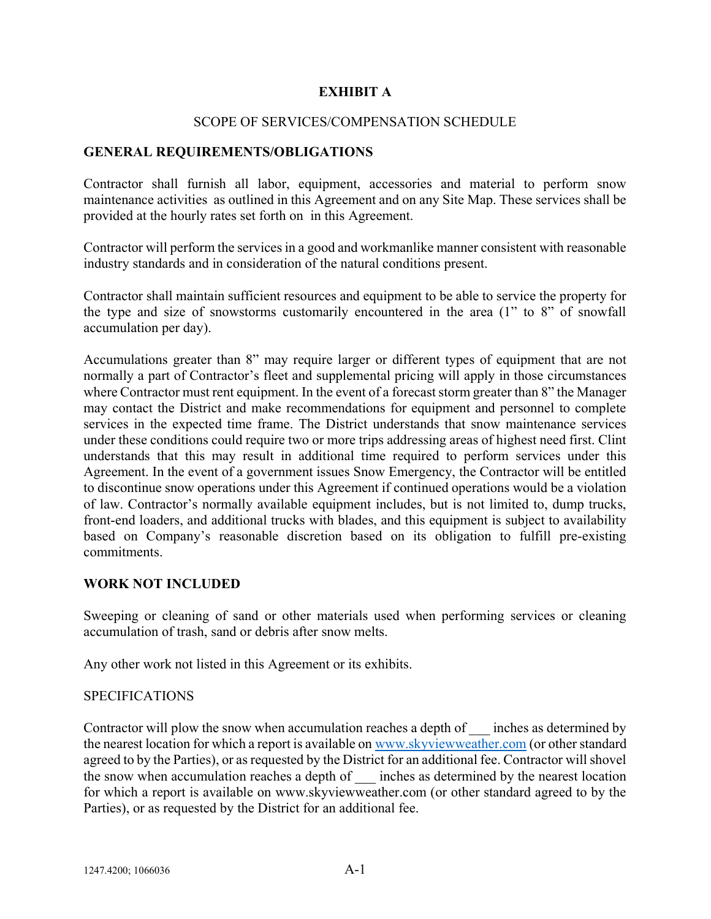# EXHIBIT A

SCOPE OF SERVICES/COMPENSATION SCHEDULE

## GENERAL REQUIREMENTS/OBLIGATIONS

Contractor shall furnish all labor, equipment, accessories and material to perform snow maintenance activities as outlined in this Agreement and on any Site Map. These services shall be provided at the hourly rates set forth on in this Agreement.

Contractor will perform the services in a good and workmanlike manner consistent with reasonable industry standards and in consideration of the natural conditions present.

Contractor shall maintain sufficient resources and equipment to be able to service the property for the type and size of snowstorms customarily encountered in the area (1" to 8" of snowfall accumulation per day).

Accumulations greater than 8" may require larger or different types of equipment that are not normally a part of Contractor's fleet and supplemental pricing will apply in those circumstances where Contractor must rent equipment. In the event of a forecast storm greater than 8" the Manager may contact the District and make recommendations for equipment and personnel to complete services in the expected time frame. The District understands that snow maintenance services under these conditions could require two or more trips addressing areas of highest need first. Clint understands that this may result in additional time required to perform services under this Agreement. In the event of a government issues Snow Emergency, the Contractor will be entitled to discontinue snow operations under this Agreement if continued operations would be a violation of law. Contractor's normally available equipment includes, but is not limited to, dump trucks, front-end loaders, and additional trucks with blades, and this equipment is subject to availability based on Company's reasonable discretion based on its obligation to fulfill pre-existing commitments.

## WORK NOT INCLUDED

Sweeping or cleaning of sand or other materials used when performing services or cleaning accumulation of trash, sand or debris after snow melts.

Any other work not listed in this Agreement or its exhibits.

SPECIFICATIONS

Contractor will plow the snow when accumulation reaches a depth of ___ inches as determined by the nearest location for which a report is available on [www.skyviewweather.com](http://www.skyviewweather.com) (or other standard agreed to by the Parties), or as requested by the District for an additional fee. Contractor will shovel the snow when accumulation reaches a depth of ___ inches as determined by the nearest location for which a report is available on www.skyviewweather.com (or other standard agreed to by the Parties), or as requested by the District for an additional fee.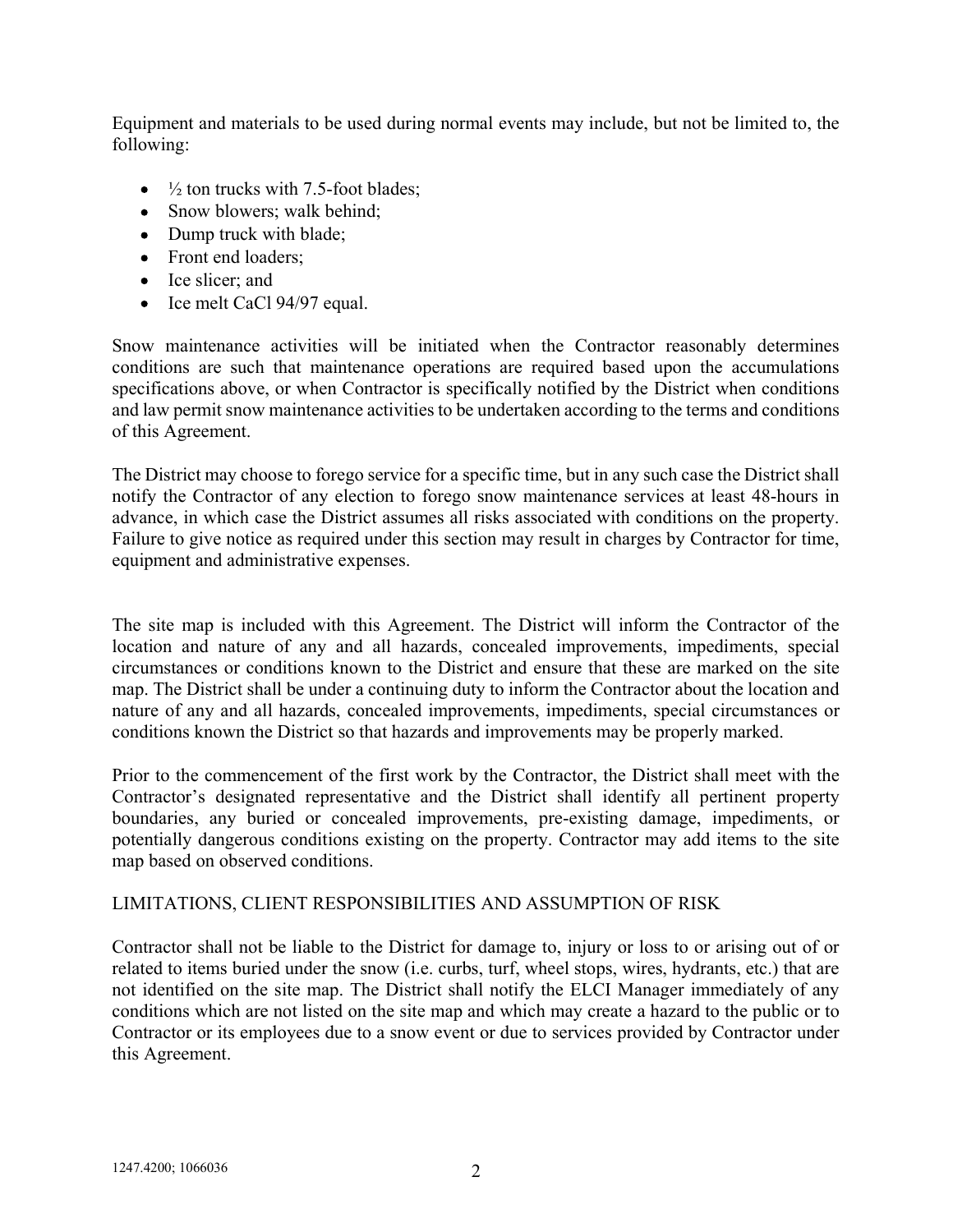Equipment and materials to be used during normal events may include, but not be limited to, the following:

- ½ ton trucks with 7.5-foot blades;
- Snow blowers; walk behind;
- Dump truck with blade;
- Front end loaders;
- Ice slicer; and
- Ice melt CaCl 94/97 equal.

Snow maintenance activities will be initiated when the Contractor reasonably determines conditions are such that maintenance operations are required based upon the accumulations specifications above, or when Contractor is specifically notified by the District when conditions and law permit snow maintenance activities to be undertaken according to the terms and conditions of this Agreement.

The District may choose to forego service for a specific time, but in any such case the District shall notify the Contractor of any election to forego snow maintenance services at least 48-hours in advance, in which case the District assumes all risks associated with conditions on the property. Failure to give notice as required under this section may result in charges by Contractor for time, equipment and administrative expenses.

The site map is included with this Agreement. The District will inform the Contractor of the location and nature of any and all hazards, concealed improvements, impediments, special circumstances or conditions known to the District and ensure that these are marked on the site map. The District shall be under a continuing duty to inform the Contractor about the location and nature of any and all hazards, concealed improvements, impediments, special circumstances or conditions known the District so that hazards and improvements may be properly marked.

Prior to the commencement of the first work by the Contractor, the District shall meet with the Contractor's designated representative and the District shall identify all pertinent property boundaries, any buried or concealed improvements, pre-existing damage, impediments, or potentially dangerous conditions existing on the property. Contractor may add items to the site map based on observed conditions.

LIMITATIONS, CLIENT RESPONSIBILITIES AND ASSUMPTION OF RISK

Contractor shall not be liable to the District for damage to, injury or loss to or arising out of or related to items buried under the snow (i.e. curbs, turf, wheel stops, wires, hydrants, etc.) that are not identified on the site map. The District shall notify the ELCI Manager immediately of any conditions which are not listed on the site map and which may create a hazard to the public or to Contractor or its employees due to a snow event or due to services provided by Contractor under this Agreement.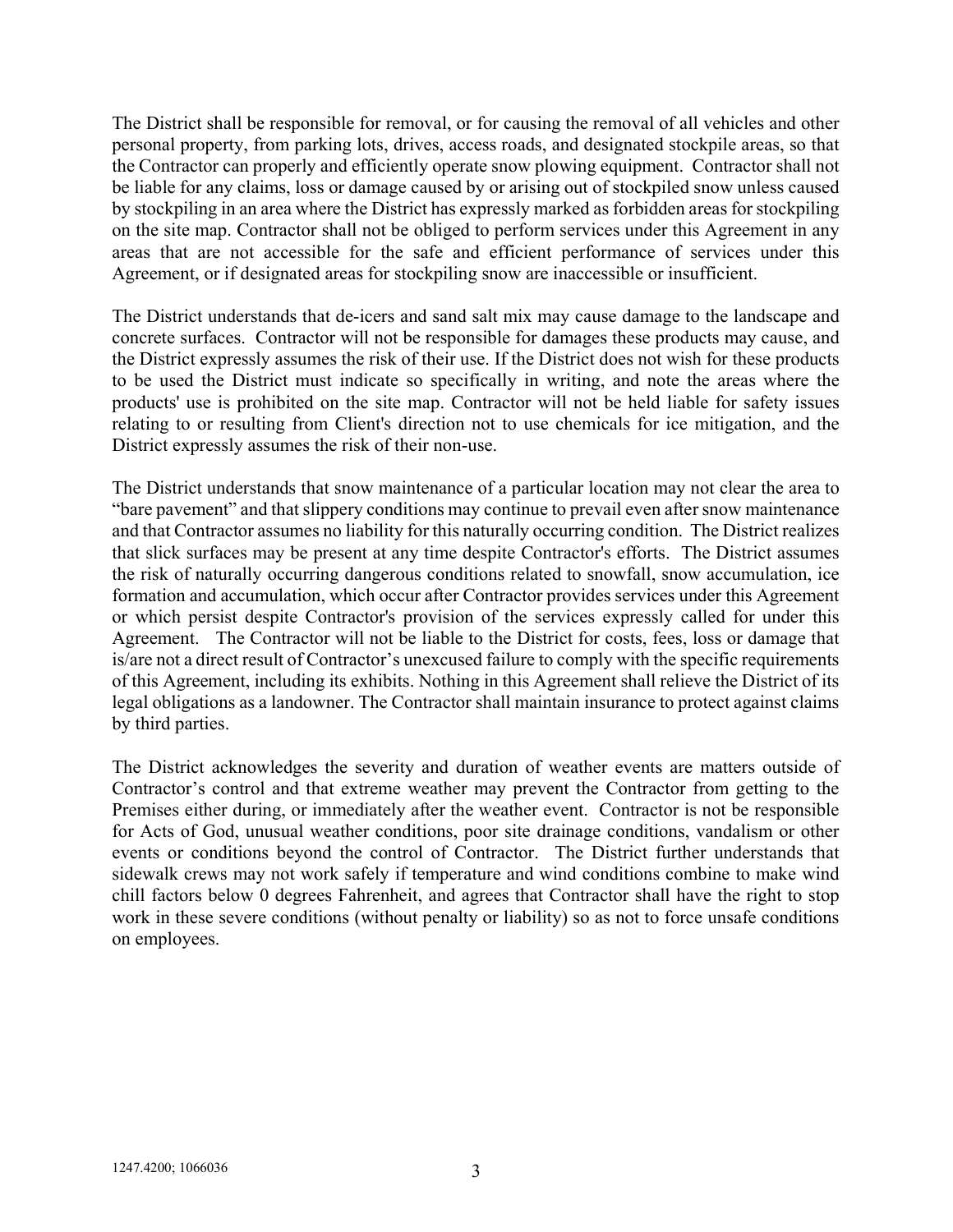The District shall be responsible for removal, or for causing the removal of all vehicles and other personal property, from parking lots, drives, access roads, and designated stockpile areas, so that the Contractor can properly and efficiently operate snow plowing equipment. Contractor shall not be liable for any claims, loss or damage caused by or arising out of stockpiled snow unless caused by stockpiling in an area where the District has expressly marked as forbidden areas for stockpiling on the site map. Contractor shall not be obliged to perform services under this Agreement in any areas that are not accessible for the safe and efficient performance of services under this Agreement, or if designated areas for stockpiling snow are inaccessible or insufficient.

The District understands that de-icers and sand salt mix may cause damage to the landscape and concrete surfaces. Contractor will not be responsible for damages these products may cause, and the District expressly assumes the risk of their use. If the District does not wish for these products to be used the District must indicate so specifically in writing, and note the areas where the products' use is prohibited on the site map. Contractor will not be held liable for safety issues relating to or resulting from Client's direction not to use chemicals for ice mitigation, and the District expressly assumes the risk of their non-use.

The District understands that snow maintenance of a particular location may not clear the area to "bare pavement" and that slippery conditions may continue to prevail even after snow maintenance and that Contractor assumes no liability for this naturally occurring condition. The District realizes that slick surfaces may be present at any time despite Contractor's efforts. The District assumes the risk of naturally occurring dangerous conditions related to snowfall, snow accumulation, ice formation and accumulation, which occur after Contractor provides services under this Agreement or which persist despite Contractor's provision of the services expressly called for under this Agreement. The Contractor will not be liable to the District for costs, fees, loss or damage that is/are not a direct result of Contractor's unexcused failure to comply with the specific requirements of this Agreement, including its exhibits. Nothing in this Agreement shall relieve the District of its legal obligations as a landowner. The Contractor shall maintain insurance to protect against claims by third parties.

The District acknowledges the severity and duration of weather events are matters outside of Contractor's control and that extreme weather may prevent the Contractor from getting to the Premises either during, or immediately after the weather event. Contractor is not be responsible for Acts of God, unusual weather conditions, poor site drainage conditions, vandalism or other events or conditions beyond the control of Contractor. The District further understands that sidewalk crews may not work safely if temperature and wind conditions combine to make wind chill factors below 0 degrees Fahrenheit, and agrees that Contractor shall have the right to stop work in these severe conditions (without penalty or liability) so as not to force unsafe conditions on employees.

1247.4200; 1066036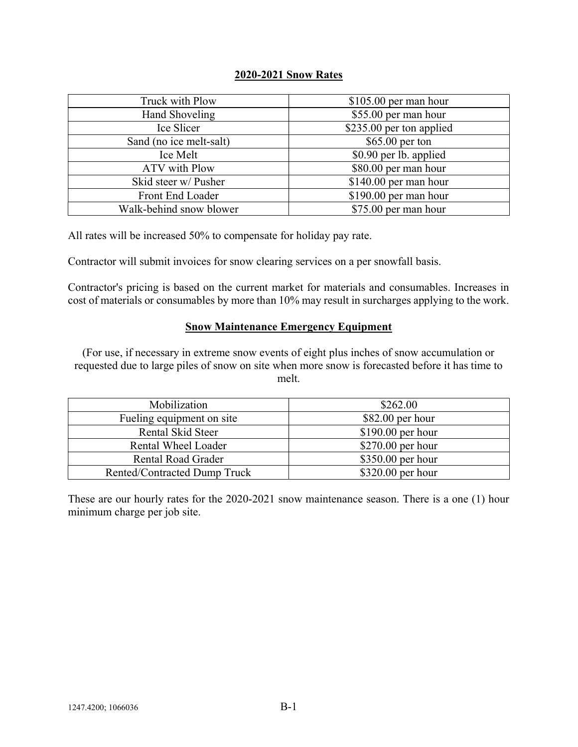## 2020-2021 Snow Rates

| Truck with Plow | $105.00 per man hour |
|---|---|
| Hand Shoveling | $55.00 per man hour |
| Ice Slicer | $235.00 per ton applied |
| Sand (no ice melt-salt) | $65.00 per ton |
| Ice Melt | $0.90 per lb. applied |
| ATV with Plow | $80.00 per man hour |
| Skid steer w/ Pusher | $140.00 per man hour |
| Front End Loader | $190.00 per man hour |
| Walk-behind snow blower | $75.00 per man hour |

All rates will be increased 50% to compensate for holiday pay rate.

Contractor will submit invoices for snow clearing services on a per snowfall basis.

Contractor's pricing is based on the current market for materials and consumables. Increases in cost of materials or consumables by more than 10% may result in surcharges applying to the work.

## Snow Maintenance Emergency Equipment

(For use, if necessary in extreme snow events of eight plus inches of snow accumulation or requested due to large piles of snow on site when more snow is forecasted before it has time to melt.

| Mobilization | $262.00 |
|---|---|
| Fueling equipment on site | $82.00 per hour |
| Rental Skid Steer | $190.00 per hour |
| Rental Wheel Loader | $270.00 per hour |
| Rental Road Grader | $350.00 per hour |
| Rented/Contracted Dump Truck | $320.00 per hour |

These are our hourly rates for the 2020-2021 snow maintenance season. There is a one (1) hour minimum charge per job site.

1247.4200; 1066036 B-1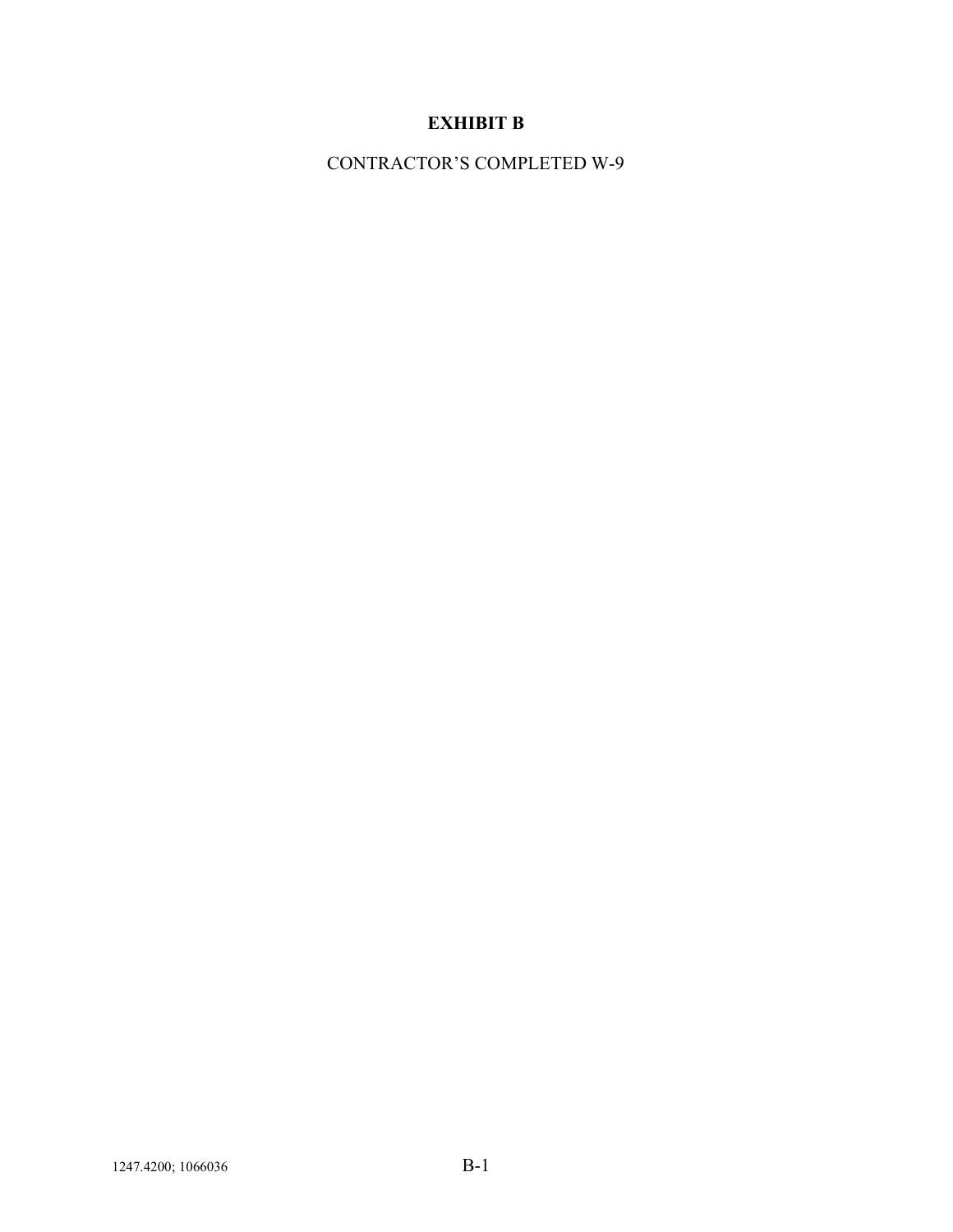# EXHIBIT B

CONTRACTOR'S COMPLETED W-9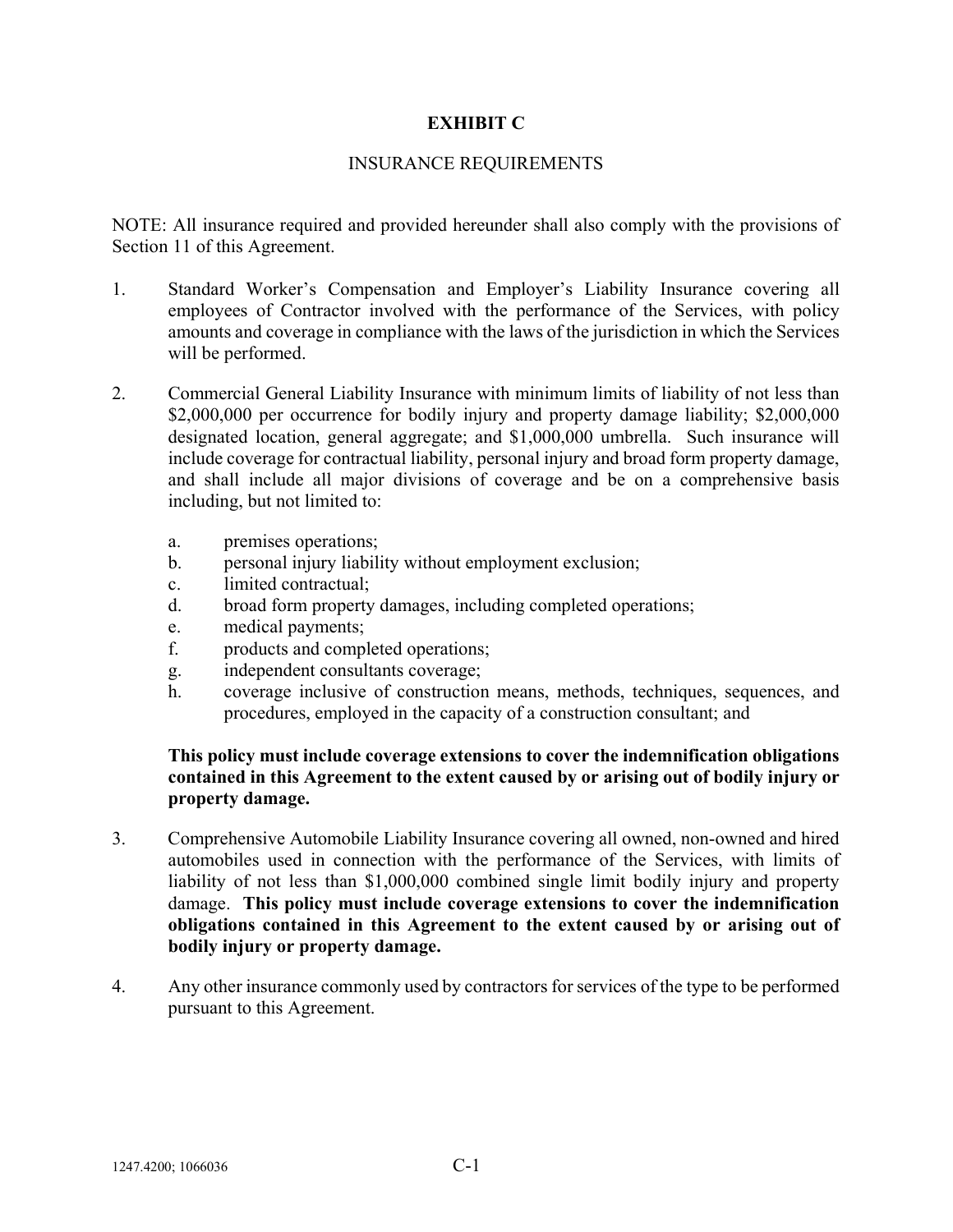# EXHIBIT C

## INSURANCE REQUIREMENTS

NOTE: All insurance required and provided hereunder shall also comply with the provisions of Section 11 of this Agreement.

1. Standard Worker's Compensation and Employer's Liability Insurance covering all employees of Contractor involved with the performance of the Services, with policy amounts and coverage in compliance with the laws of the jurisdiction in which the Services will be performed.

2. Commercial General Liability Insurance with minimum limits of liability of not less than $2,000,000 per occurrence for bodily injury and property damage liability; $2,000,000 designated location, general aggregate; and $1,000,000 umbrella. Such insurance will include coverage for contractual liability, personal injury and broad form property damage, and shall include all major divisions of coverage and be on a comprehensive basis including, but not limited to:

   a. premises operations;
   b. personal injury liability without employment exclusion;
   c. limited contractual;
   d. broad form property damages, including completed operations;
   e. medical payments;
   f. products and completed operations;
   g. independent consultants coverage;
   h. coverage inclusive of construction means, methods, techniques, sequences, and procedures, employed in the capacity of a construction consultant; and

   **This policy must include coverage extensions to cover the indemnification obligations contained in this Agreement to the extent caused by or arising out of bodily injury or property damage.**

3. Comprehensive Automobile Liability Insurance covering all owned, non-owned and hired automobiles used in connection with the performance of the Services, with limits of liability of not less than $1,000,000 combined single limit bodily injury and property damage. **This policy must include coverage extensions to cover the indemnification obligations contained in this Agreement to the extent caused by or arising out of bodily injury or property damage.**

4. Any other insurance commonly used by contractors for services of the type to be performed pursuant to this Agreement.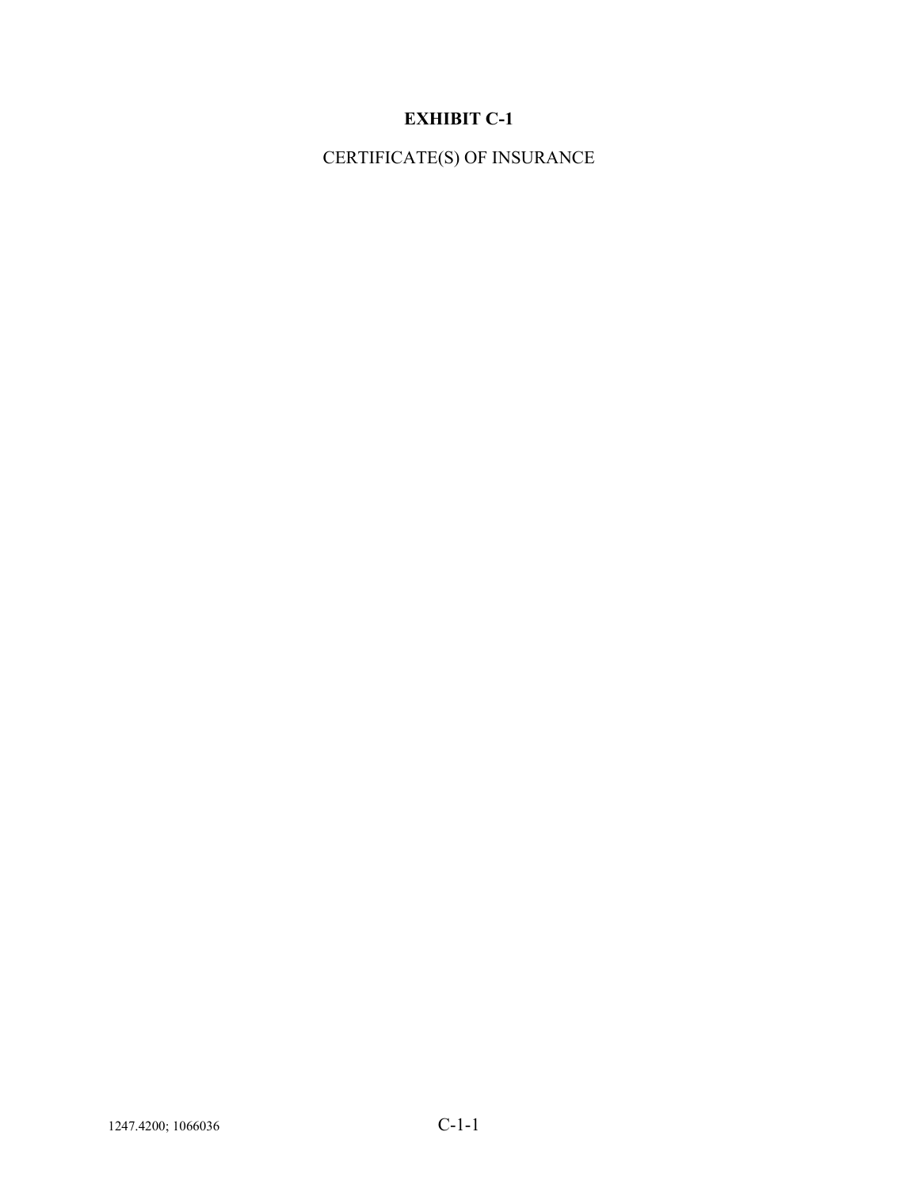**EXHIBIT C-1**

CERTIFICATE(S) OF INSURANCE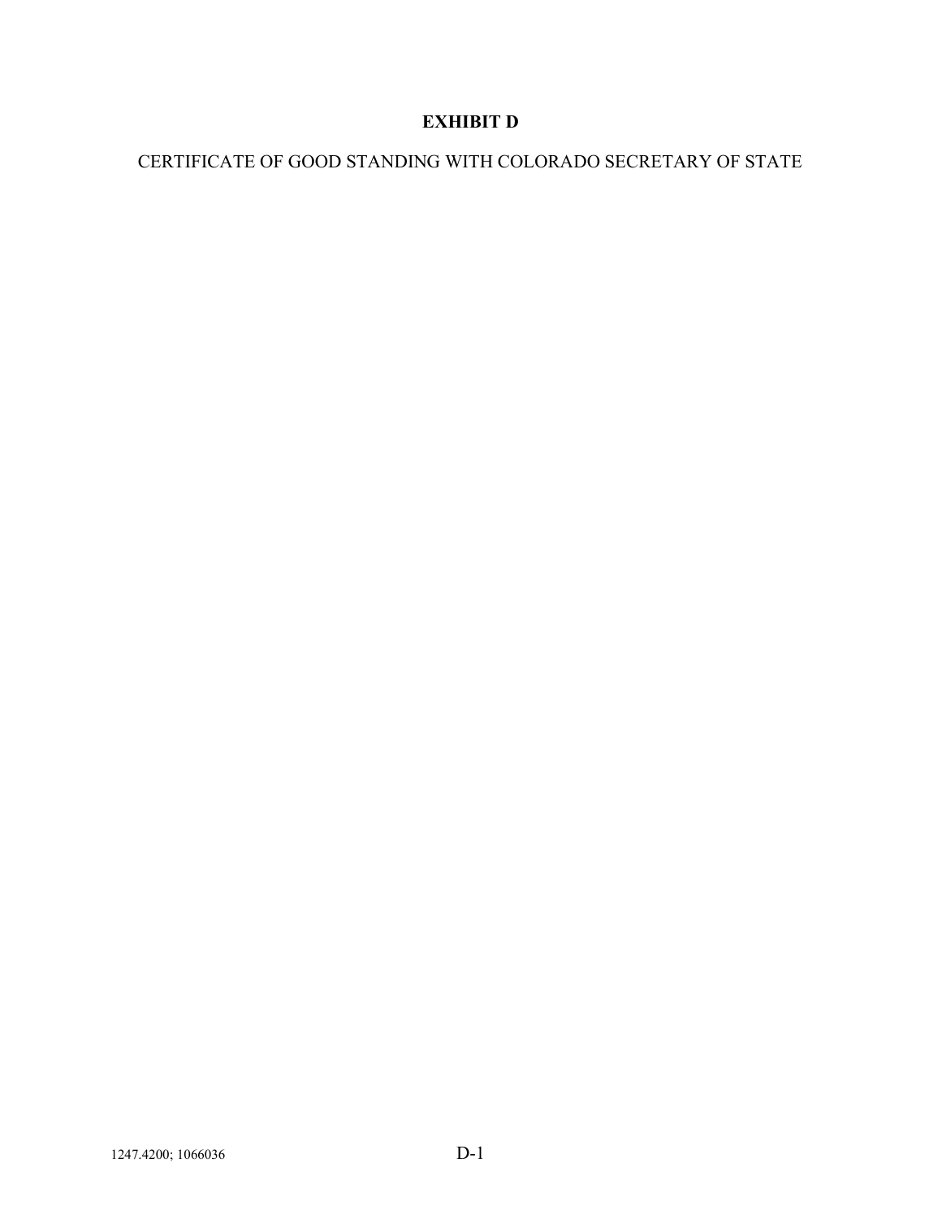# EXHIBIT D

CERTIFICATE OF GOOD STANDING WITH COLORADO SECRETARY OF STATE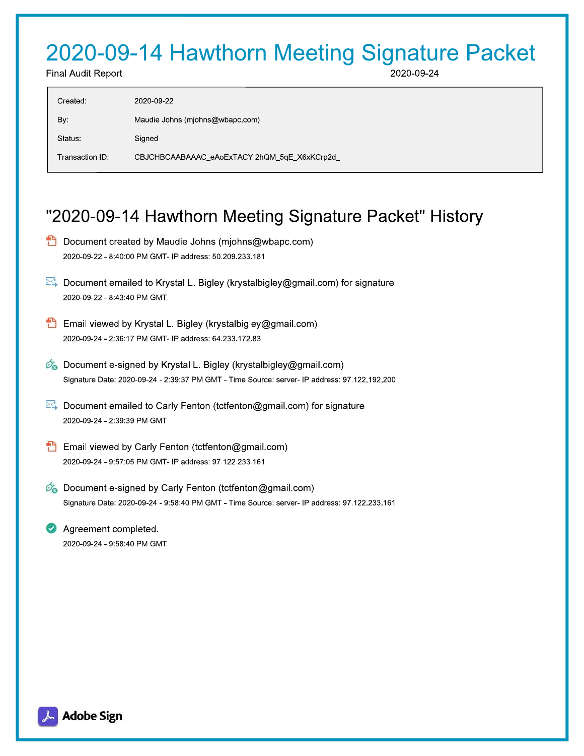# 2020-09-14 Hawthorn Meeting Signature Packet

Final Audit Report 2020-09-24

| | |
|---|---|
| Created: | 2020-09-22 |
| By: | Maudie Johns (mjohns@wbapc.com) |
| Status: | Signed |
| Transaction ID: | CBJCHBCAABAAAC_eAoExTACYI2hQM_5qE_X6xKCrp2d_ |

## "2020-09-14 Hawthorn Meeting Signature Packet" History

- Document created by Maudie Johns (mjohns@wbapc.com)
  2020-09-22 - 8:40:00 PM GMT- IP address: 50.209.233.181

- Document emailed to Krystal L. Bigley (krystalbigley@gmail.com) for signature
  2020-09-22 - 8:43:40 PM GMT

- Email viewed by Krystal L. Bigley (krystalbigley@gmail.com)
  2020-09-24 - 2:36:17 PM GMT- IP address: 64.233.172.83

- Document e-signed by Krystal L. Bigley (krystalbigley@gmail.com)
  Signature Date: 2020-09-24 - 2:39:37 PM GMT - Time Source: server- IP address: 97.122.192.200

- Document emailed to Carly Fenton (tctfenton@gmail.com) for signature
  2020-09-24 - 2:39:39 PM GMT

- Email viewed by Carly Fenton (tctfenton@gmail.com)
  2020-09-24 - 9:57:05 PM GMT- IP address: 97.122.233.161

- Document e-signed by Carly Fenton (tctfenton@gmail.com)
  Signature Date: 2020-09-24 - 9:58:40 PM GMT - Time Source: server- IP address: 97.122.233.161

- Agreement completed.
  2020-09-24 - 9:58:40 PM GMT

Adobe Sign